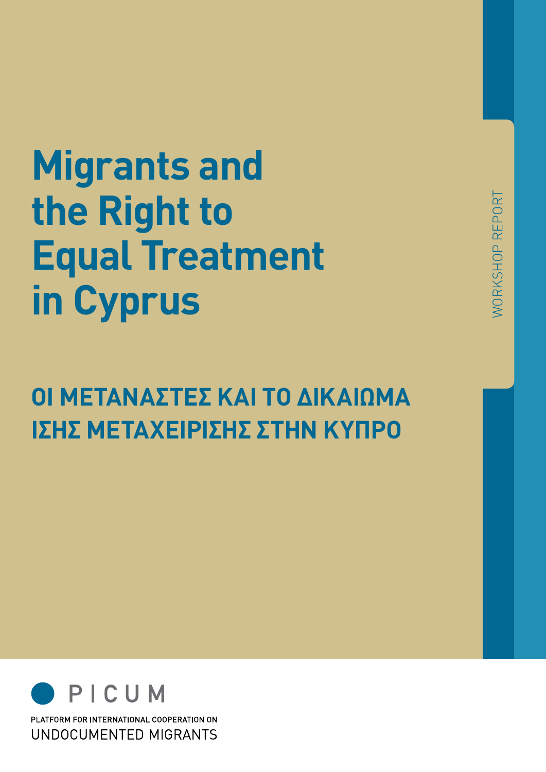# Migrants and the Right to Equal Treatment in Cyprus

## ΟΙ ΜΕΤΑΝΑΣΤΕΣ ΚΑΙ ΤΟ ΔΙΚΑΙΩΜΑ ΙΣΗΣ ΜΕΤΑΧΕΙΡΙΣΗΣ ΣΤΗΝ ΚΥΠΡΟ

WORKSHOP REPORT

PICUM

PLATFORM FOR INTERNATIONAL COOPERATION ON UNDOCUMENTED MIGRANTS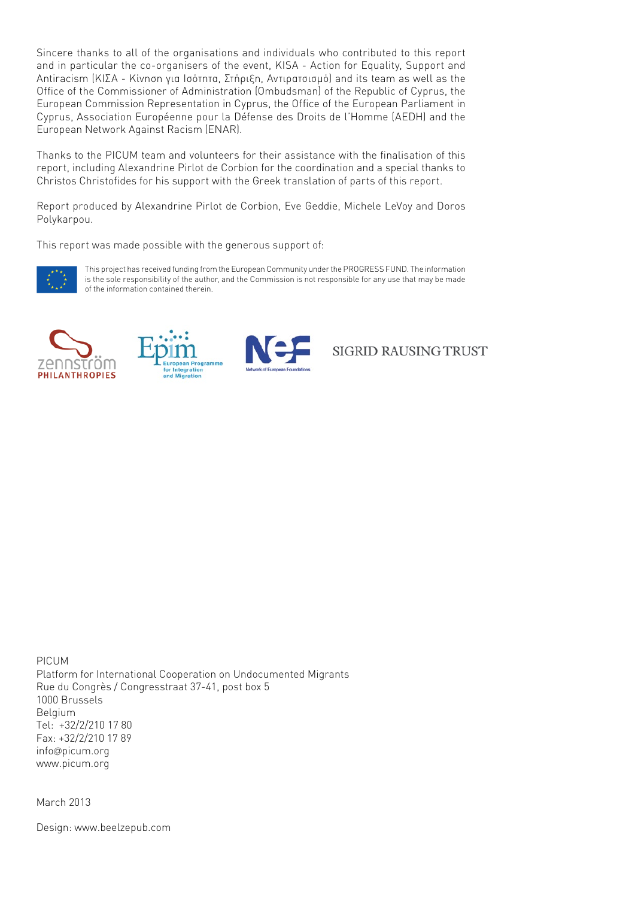Sincere thanks to all of the organisations and individuals who contributed to this report and in particular the co-organisers of the event, KISA - Action for Equality, Support and Antiracism (ΚΙΣΑ - Κίνηση για Ισότητα, Στήριξη, Αντιρατσισμό) and its team as well as the Office of the Commissioner of Administration (Ombudsman) of the Republic of Cyprus, the European Commission Representation in Cyprus, the Office of the European Parliament in Cyprus, Association Européenne pour la Défense des Droits de l'Homme (AEDH) and the European Network Against Racism (ENAR).

Thanks to the PICUM team and volunteers for their assistance with the finalisation of this report, including Alexandrine Pirlot de Corbion for the coordination and a special thanks to Christos Christofides for his support with the Greek translation of parts of this report.

Report produced by Alexandrine Pirlot de Corbion, Eve Geddie, Michele LeVoy and Doros Polykarpou.

This report was made possible with the generous support of:

This project has received funding from the European Community under the PROGRESS FUND. The information is the sole responsibility of the author, and the Commission is not responsible for any use that may be made of the information contained therein.

zennström PHILANTHROPIES

Epim European Programme for Integration and Migration

NEF Network of European Foundations

SIGRID RAUSING TRUST

PICUM
Platform for International Cooperation on Undocumented Migrants
Rue du Congrès / Congresstraat 37-41, post box 5
1000 Brussels
Belgium
Tel: +32/2/210 17 80
Fax: +32/2/210 17 89
info@picum.org
www.picum.org

March 2013

Design: www.beelzepub.com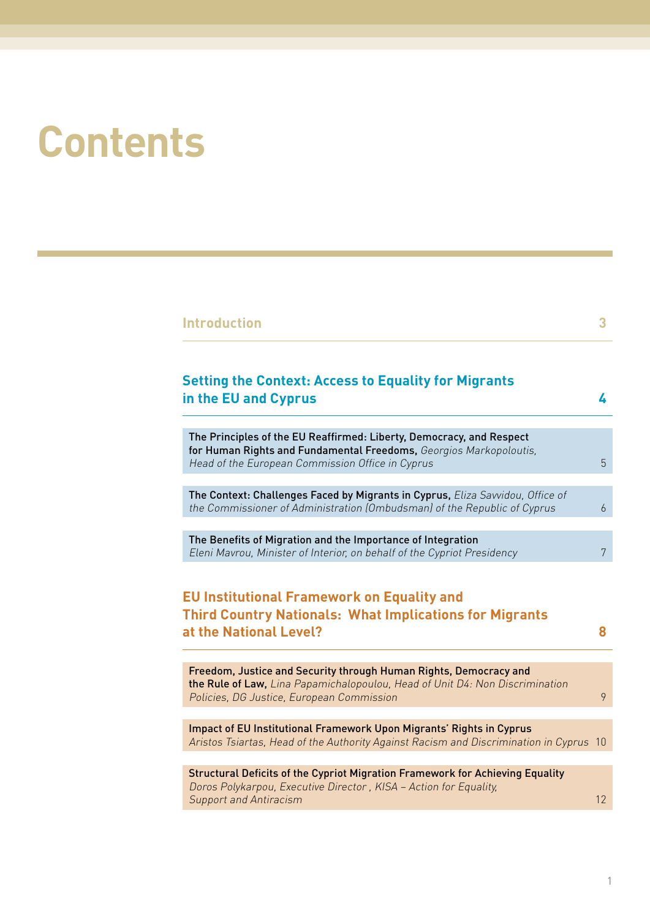# Contents

**Introduction** 3

## Setting the Context: Access to Equality for Migrants in the EU and Cyprus 4

The Principles of the EU Reaffirmed: Liberty, Democracy, and Respect for Human Rights and Fundamental Freedoms, *Georgios Markopoloutis, Head of the European Commission Office in Cyprus* 5

The Context: Challenges Faced by Migrants in Cyprus, *Eliza Savvidou, Office of the Commissioner of Administration (Ombudsman) of the Republic of Cyprus* 6

The Benefits of Migration and the Importance of Integration *Eleni Mavrou, Minister of Interior, on behalf of the Cypriot Presidency* 7

## EU Institutional Framework on Equality and Third Country Nationals: What Implications for Migrants at the National Level? 8

Freedom, Justice and Security through Human Rights, Democracy and the Rule of Law, *Lina Papamichalopoulou, Head of Unit D4: Non Discrimination Policies, DG Justice, European Commission* 9

Impact of EU Institutional Framework Upon Migrants' Rights in Cyprus *Aristos Tsiartas, Head of the Authority Against Racism and Discrimination in Cyprus* 10

Structural Deficits of the Cypriot Migration Framework for Achieving Equality *Doros Polykarpou, Executive Director , KISA – Action for Equality, Support and Antiracism* 12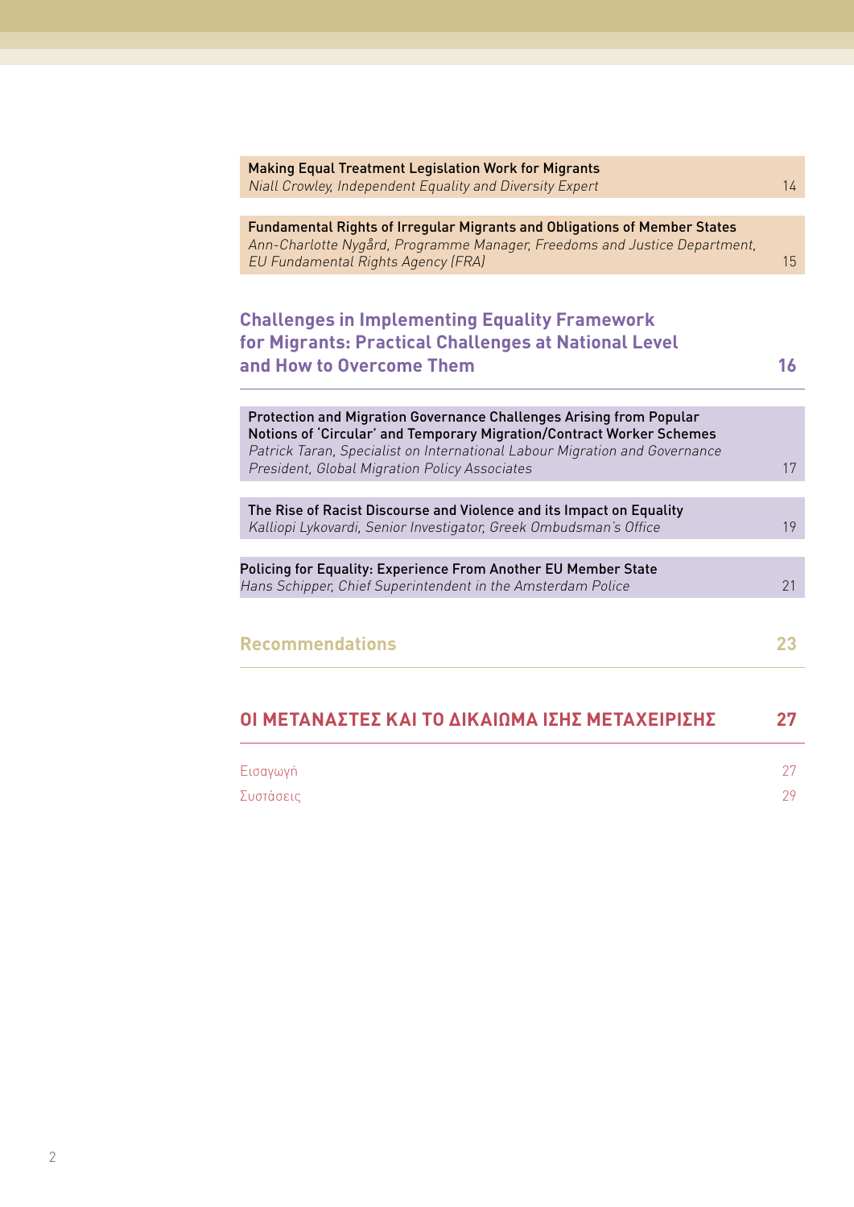**Making Equal Treatment Legislation Work for Migrants**
*Niall Crowley, Independent Equality and Diversity Expert* 14

**Fundamental Rights of Irregular Migrants and Obligations of Member States**
*Ann-Charlotte Nygård, Programme Manager, Freedoms and Justice Department, EU Fundamental Rights Agency (FRA)* 15

## Challenges in Implementing Equality Framework for Migrants: Practical Challenges at National Level and How to Overcome Them 16

**Protection and Migration Governance Challenges Arising from Popular Notions of 'Circular' and Temporary Migration/Contract Worker Schemes**
*Patrick Taran, Specialist on International Labour Migration and Governance President, Global Migration Policy Associates* 17

**The Rise of Racist Discourse and Violence and its Impact on Equality**
*Kalliopi Lykovardi, Senior Investigator, Greek Ombudsman's Office* 19

**Policing for Equality: Experience From Another EU Member State**
*Hans Schipper, Chief Superintendent in the Amsterdam Police* 21

## Recommendations 23

## ΟΙ ΜΕΤΑΝΑΣΤΕΣ ΚΑΙ ΤΟ ΔΙΚΑΙΩΜΑ ΙΣΗΣ ΜΕΤΑΧΕΙΡΙΣΗΣ 27

Εισαγωγή 27

Συστάσεις 29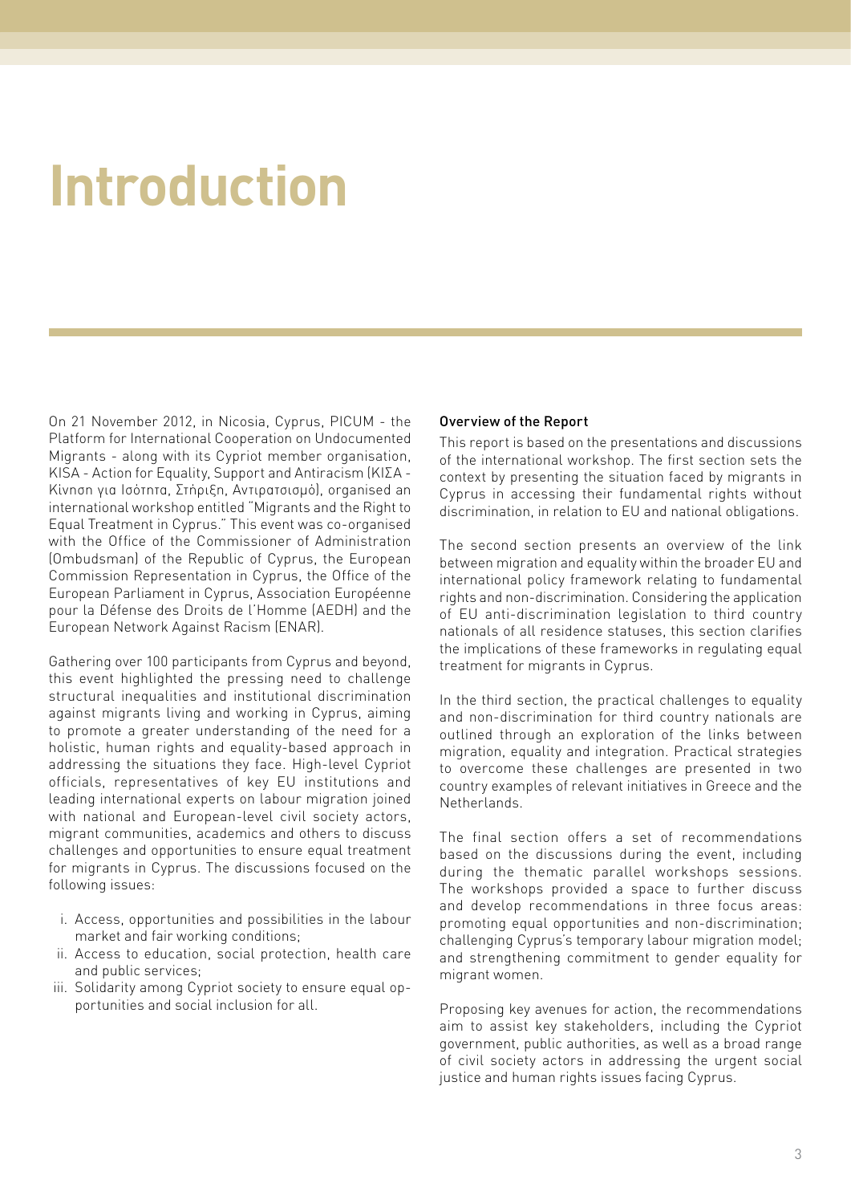# Introduction

On 21 November 2012, in Nicosia, Cyprus, PICUM - the Platform for International Cooperation on Undocumented Migrants - along with its Cypriot member organisation, KISA - Action for Equality, Support and Antiracism (ΚΙΣΑ - Κίνηση για Ισότητα, Στήριξη, Αντιρατσισμό), organised an international workshop entitled "Migrants and the Right to Equal Treatment in Cyprus." This event was co-organised with the Office of the Commissioner of Administration (Ombudsman) of the Republic of Cyprus, the European Commission Representation in Cyprus, the Office of the European Parliament in Cyprus, Association Européenne pour la Défense des Droits de l'Homme (AEDH) and the European Network Against Racism (ENAR).

Gathering over 100 participants from Cyprus and beyond, this event highlighted the pressing need to challenge structural inequalities and institutional discrimination against migrants living and working in Cyprus, aiming to promote a greater understanding of the need for a holistic, human rights and equality-based approach in addressing the situations they face. High-level Cypriot officials, representatives of key EU institutions and leading international experts on labour migration joined with national and European-level civil society actors, migrant communities, academics and others to discuss challenges and opportunities to ensure equal treatment for migrants in Cyprus. The discussions focused on the following issues:

i. Access, opportunities and possibilities in the labour market and fair working conditions;
ii. Access to education, social protection, health care and public services;
iii. Solidarity among Cypriot society to ensure equal opportunities and social inclusion for all.

#### Overview of the Report

This report is based on the presentations and discussions of the international workshop. The first section sets the context by presenting the situation faced by migrants in Cyprus in accessing their fundamental rights without discrimination, in relation to EU and national obligations.

The second section presents an overview of the link between migration and equality within the broader EU and international policy framework relating to fundamental rights and non-discrimination. Considering the application of EU anti-discrimination legislation to third country nationals of all residence statuses, this section clarifies the implications of these frameworks in regulating equal treatment for migrants in Cyprus.

In the third section, the practical challenges to equality and non-discrimination for third country nationals are outlined through an exploration of the links between migration, equality and integration. Practical strategies to overcome these challenges are presented in two country examples of relevant initiatives in Greece and the Netherlands.

The final section offers a set of recommendations based on the discussions during the event, including during the thematic parallel workshops sessions. The workshops provided a space to further discuss and develop recommendations in three focus areas: promoting equal opportunities and non-discrimination; challenging Cyprus's temporary labour migration model; and strengthening commitment to gender equality for migrant women.

Proposing key avenues for action, the recommendations aim to assist key stakeholders, including the Cypriot government, public authorities, as well as a broad range of civil society actors in addressing the urgent social justice and human rights issues facing Cyprus.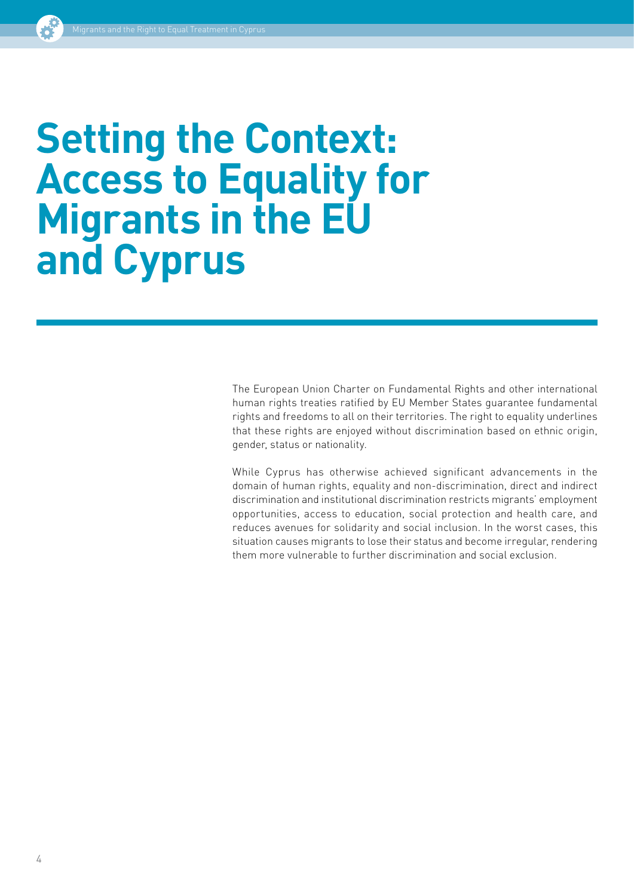# Setting the Context: Access to Equality for Migrants in the EU and Cyprus

The European Union Charter on Fundamental Rights and other international human rights treaties ratified by EU Member States guarantee fundamental rights and freedoms to all on their territories. The right to equality underlines that these rights are enjoyed without discrimination based on ethnic origin, gender, status or nationality.

While Cyprus has otherwise achieved significant advancements in the domain of human rights, equality and non-discrimination, direct and indirect discrimination and institutional discrimination restricts migrants' employment opportunities, access to education, social protection and health care, and reduces avenues for solidarity and social inclusion. In the worst cases, this situation causes migrants to lose their status and become irregular, rendering them more vulnerable to further discrimination and social exclusion.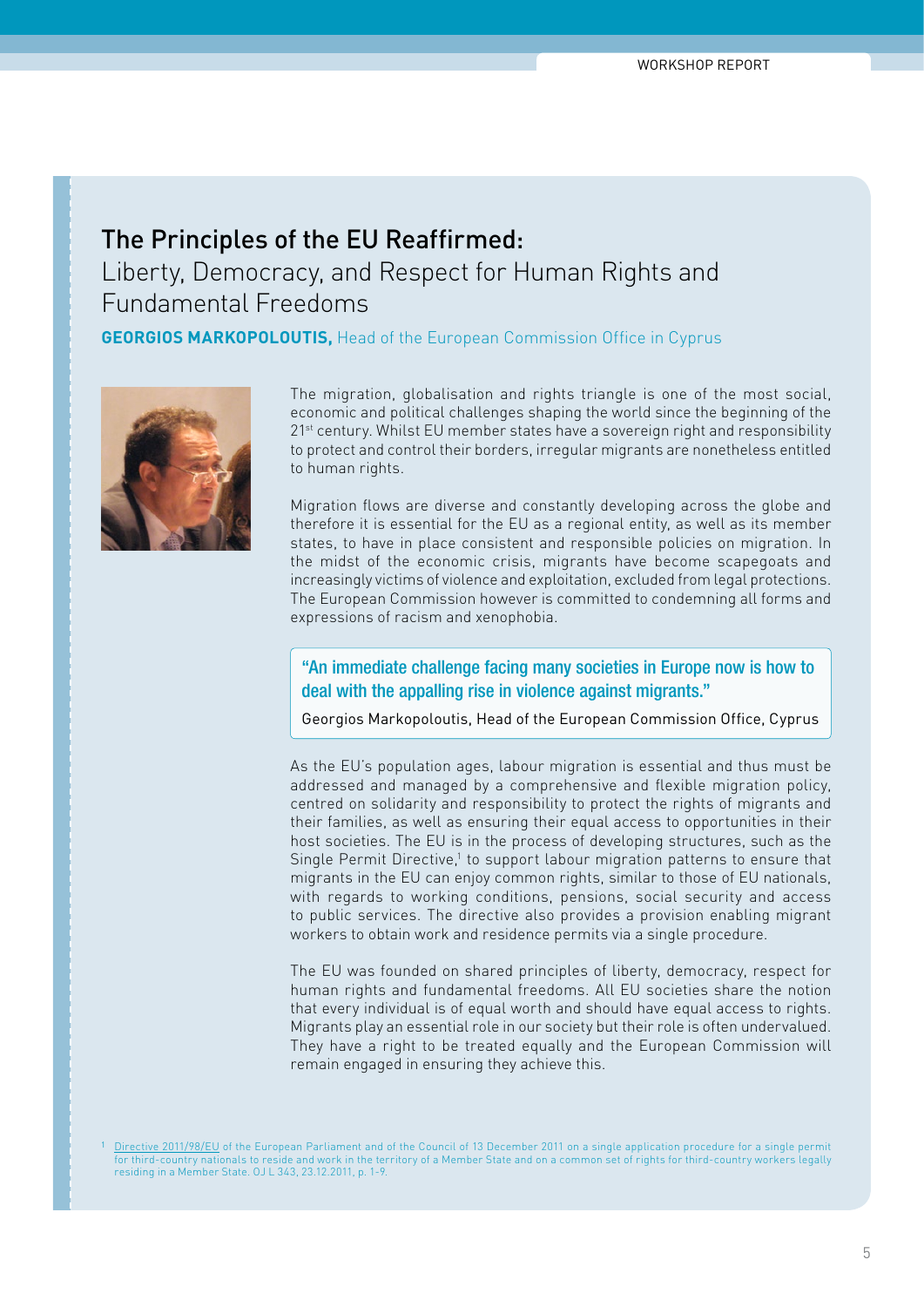## The Principles of the EU Reaffirmed:

Liberty, Democracy, and Respect for Human Rights and Fundamental Freedoms

**GEORGIOS MARKOPOLOUTIS,** Head of the European Commission Office in Cyprus

The migration, globalisation and rights triangle is one of the most social, economic and political challenges shaping the world since the beginning of the 21st century. Whilst EU member states have a sovereign right and responsibility to protect and control their borders, irregular migrants are nonetheless entitled to human rights.

Migration flows are diverse and constantly developing across the globe and therefore it is essential for the EU as a regional entity, as well as its member states, to have in place consistent and responsible policies on migration. In the midst of the economic crisis, migrants have become scapegoats and increasingly victims of violence and exploitation, excluded from legal protections. The European Commission however is committed to condemning all forms and expressions of racism and xenophobia.

> "An immediate challenge facing many societies in Europe now is how to deal with the appalling rise in violence against migrants."
>
> Georgios Markopoloutis, Head of the European Commission Office, Cyprus

As the EU's population ages, labour migration is essential and thus must be addressed and managed by a comprehensive and flexible migration policy, centred on solidarity and responsibility to protect the rights of migrants and their families, as well as ensuring their equal access to opportunities in their host societies. The EU is in the process of developing structures, such as the Single Permit Directive,[1] to support labour migration patterns to ensure that migrants in the EU can enjoy common rights, similar to those of EU nationals, with regards to working conditions, pensions, social security and access to public services. The directive also provides a provision enabling migrant workers to obtain work and residence permits via a single procedure.

The EU was founded on shared principles of liberty, democracy, respect for human rights and fundamental freedoms. All EU societies share the notion that every individual is of equal worth and should have equal access to rights. Migrants play an essential role in our society but their role is often undervalued. They have a right to be treated equally and the European Commission will remain engaged in ensuring they achieve this.

[1] Directive 2011/98/EU of the European Parliament and of the Council of 13 December 2011 on a single application procedure for a single permit for third-country nationals to reside and work in the territory of a Member State and on a common set of rights for third-country workers legally residing in a Member State. OJ L 343, 23.12.2011, p. 1-9.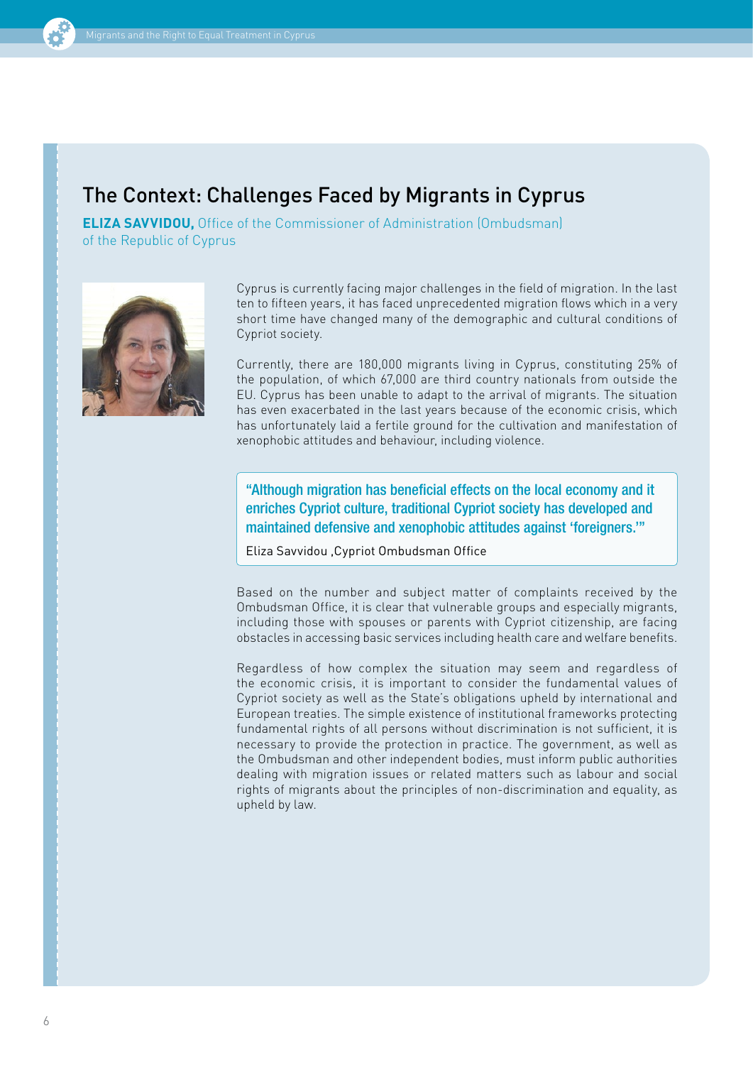## The Context: Challenges Faced by Migrants in Cyprus

**ELIZA SAVVIDOU,** Office of the Commissioner of Administration (Ombudsman) of the Republic of Cyprus

Cyprus is currently facing major challenges in the field of migration. In the last ten to fifteen years, it has faced unprecedented migration flows which in a very short time have changed many of the demographic and cultural conditions of Cypriot society.

Currently, there are 180,000 migrants living in Cyprus, constituting 25% of the population, of which 67,000 are third country nationals from outside the EU. Cyprus has been unable to adapt to the arrival of migrants. The situation has even exacerbated in the last years because of the economic crisis, which has unfortunately laid a fertile ground for the cultivation and manifestation of xenophobic attitudes and behaviour, including violence.

> **"Although migration has beneficial effects on the local economy and it enriches Cypriot culture, traditional Cypriot society has developed and maintained defensive and xenophobic attitudes against 'foreigners.'"**
>
> Eliza Savvidou ,Cypriot Ombudsman Office

Based on the number and subject matter of complaints received by the Ombudsman Office, it is clear that vulnerable groups and especially migrants, including those with spouses or parents with Cypriot citizenship, are facing obstacles in accessing basic services including health care and welfare benefits.

Regardless of how complex the situation may seem and regardless of the economic crisis, it is important to consider the fundamental values of Cypriot society as well as the State's obligations upheld by international and European treaties. The simple existence of institutional frameworks protecting fundamental rights of all persons without discrimination is not sufficient, it is necessary to provide the protection in practice. The government, as well as the Ombudsman and other independent bodies, must inform public authorities dealing with migration issues or related matters such as labour and social rights of migrants about the principles of non-discrimination and equality, as upheld by law.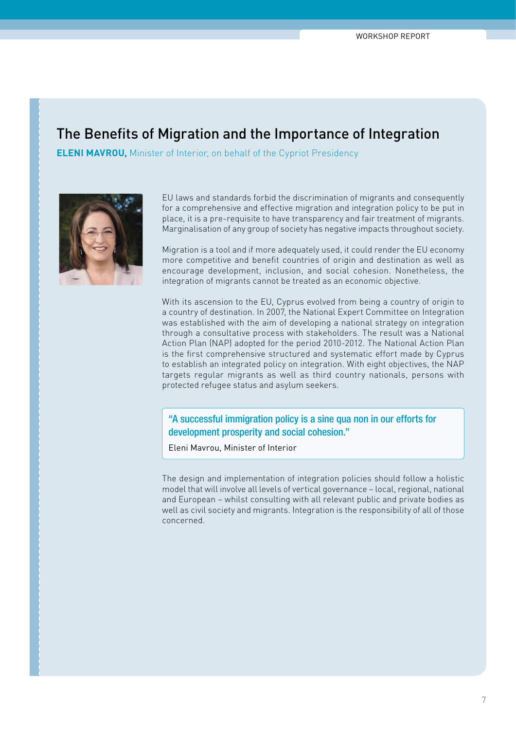## The Benefits of Migration and the Importance of Integration

**ELENI MAVROU,** Minister of Interior, on behalf of the Cypriot Presidency

EU laws and standards forbid the discrimination of migrants and consequently for a comprehensive and effective migration and integration policy to be put in place, it is a pre-requisite to have transparency and fair treatment of migrants. Marginalisation of any group of society has negative impacts throughout society.

Migration is a tool and if more adequately used, it could render the EU economy more competitive and benefit countries of origin and destination as well as encourage development, inclusion, and social cohesion. Nonetheless, the integration of migrants cannot be treated as an economic objective.

With its ascension to the EU, Cyprus evolved from being a country of origin to a country of destination. In 2007, the National Expert Committee on Integration was established with the aim of developing a national strategy on integration through a consultative process with stakeholders. The result was a National Action Plan (NAP) adopted for the period 2010-2012. The National Action Plan is the first comprehensive structured and systematic effort made by Cyprus to establish an integrated policy on integration. With eight objectives, the NAP targets regular migrants as well as third country nationals, persons with protected refugee status and asylum seekers.

> "A successful immigration policy is a sine qua non in our efforts for development prosperity and social cohesion."
>
> Eleni Mavrou, Minister of Interior

The design and implementation of integration policies should follow a holistic model that will involve all levels of vertical governance – local, regional, national and European – whilst consulting with all relevant public and private bodies as well as civil society and migrants. Integration is the responsibility of all of those concerned.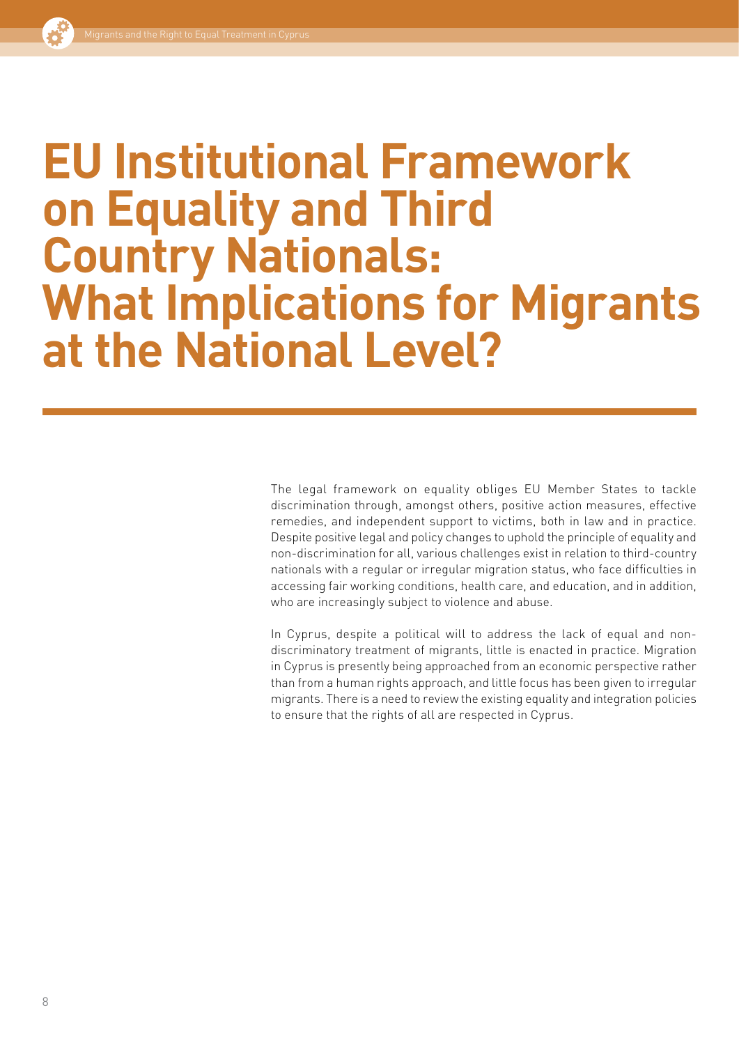# EU Institutional Framework on Equality and Third Country Nationals: What Implications for Migrants at the National Level?

The legal framework on equality obliges EU Member States to tackle discrimination through, amongst others, positive action measures, effective remedies, and independent support to victims, both in law and in practice. Despite positive legal and policy changes to uphold the principle of equality and non-discrimination for all, various challenges exist in relation to third-country nationals with a regular or irregular migration status, who face difficulties in accessing fair working conditions, health care, and education, and in addition, who are increasingly subject to violence and abuse.

In Cyprus, despite a political will to address the lack of equal and non-discriminatory treatment of migrants, little is enacted in practice. Migration in Cyprus is presently being approached from an economic perspective rather than from a human rights approach, and little focus has been given to irregular migrants. There is a need to review the existing equality and integration policies to ensure that the rights of all are respected in Cyprus.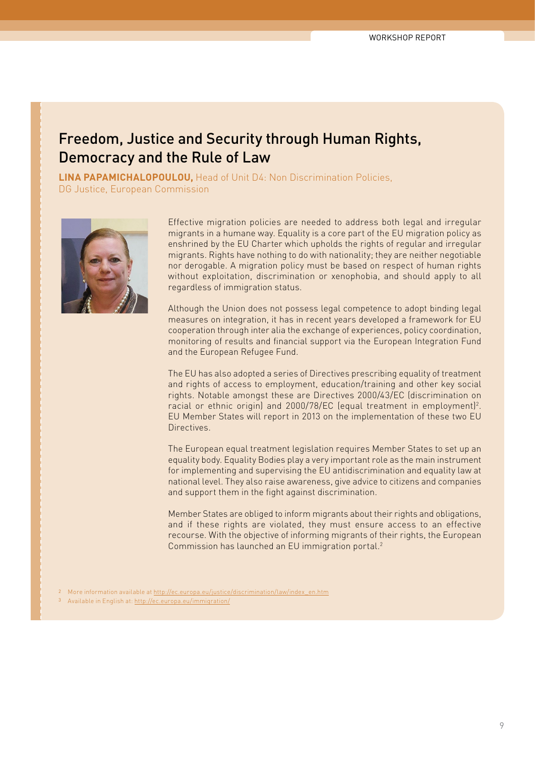## Freedom, Justice and Security through Human Rights, Democracy and the Rule of Law

**LINA PAPAMICHALOPOULOU,** Head of Unit D4: Non Discrimination Policies, DG Justice, European Commission

Effective migration policies are needed to address both legal and irregular migrants in a humane way. Equality is a core part of the EU migration policy as enshrined by the EU Charter which upholds the rights of regular and irregular migrants. Rights have nothing to do with nationality; they are neither negotiable nor derogable. A migration policy must be based on respect of human rights without exploitation, discrimination or xenophobia, and should apply to all regardless of immigration status.

Although the Union does not possess legal competence to adopt binding legal measures on integration, it has in recent years developed a framework for EU cooperation through inter alia the exchange of experiences, policy coordination, monitoring of results and financial support via the European Integration Fund and the European Refugee Fund.

The EU has also adopted a series of Directives prescribing equality of treatment and rights of access to employment, education/training and other key social rights. Notable amongst these are Directives 2000/43/EC (discrimination on racial or ethnic origin) and 2000/78/EC (equal treatment in employment)[2]. EU Member States will report in 2013 on the implementation of these two EU Directives.

The European equal treatment legislation requires Member States to set up an equality body. Equality Bodies play a very important role as the main instrument for implementing and supervising the EU antidiscrimination and equality law at national level. They also raise awareness, give advice to citizens and companies and support them in the fight against discrimination.

Member States are obliged to inform migrants about their rights and obligations, and if these rights are violated, they must ensure access to an effective recourse. With the objective of informing migrants of their rights, the European Commission has launched an EU immigration portal.[2]

[2] More information available at http://ec.europa.eu/justice/discrimination/law/index_en.htm

[3] Available in English at: http://ec.europa.eu/immigration/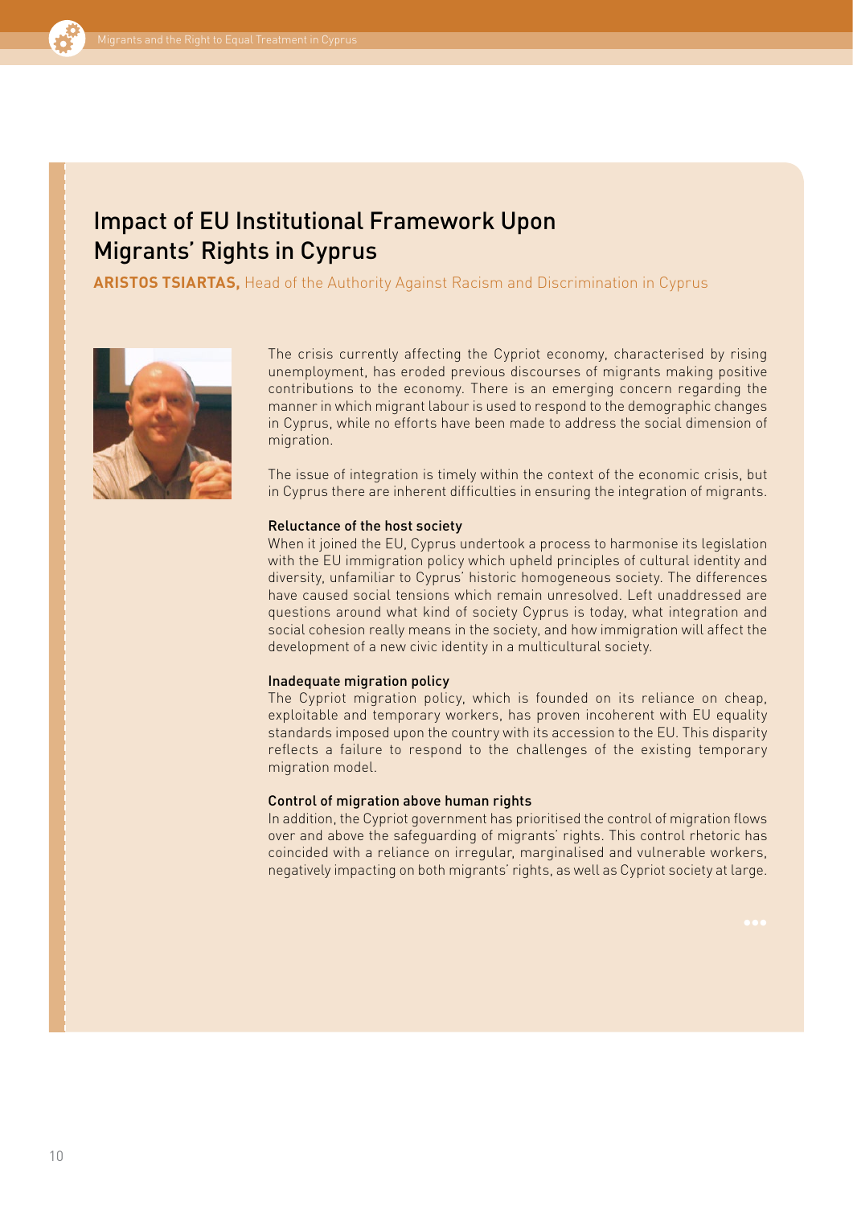# Impact of EU Institutional Framework Upon Migrants' Rights in Cyprus

**ARISTOS TSIARTAS,** Head of the Authority Against Racism and Discrimination in Cyprus

The crisis currently affecting the Cypriot economy, characterised by rising unemployment, has eroded previous discourses of migrants making positive contributions to the economy. There is an emerging concern regarding the manner in which migrant labour is used to respond to the demographic changes in Cyprus, while no efforts have been made to address the social dimension of migration.

The issue of integration is timely within the context of the economic crisis, but in Cyprus there are inherent difficulties in ensuring the integration of migrants.

### Reluctance of the host society

When it joined the EU, Cyprus undertook a process to harmonise its legislation with the EU immigration policy which upheld principles of cultural identity and diversity, unfamiliar to Cyprus' historic homogeneous society. The differences have caused social tensions which remain unresolved. Left unaddressed are questions around what kind of society Cyprus is today, what integration and social cohesion really means in the society, and how immigration will affect the development of a new civic identity in a multicultural society.

### Inadequate migration policy

The Cypriot migration policy, which is founded on its reliance on cheap, exploitable and temporary workers, has proven incoherent with EU equality standards imposed upon the country with its accession to the EU. This disparity reflects a failure to respond to the challenges of the existing temporary migration model.

### Control of migration above human rights

In addition, the Cypriot government has prioritised the control of migration flows over and above the safeguarding of migrants' rights. This control rhetoric has coincided with a reliance on irregular, marginalised and vulnerable workers, negatively impacting on both migrants' rights, as well as Cypriot society at large.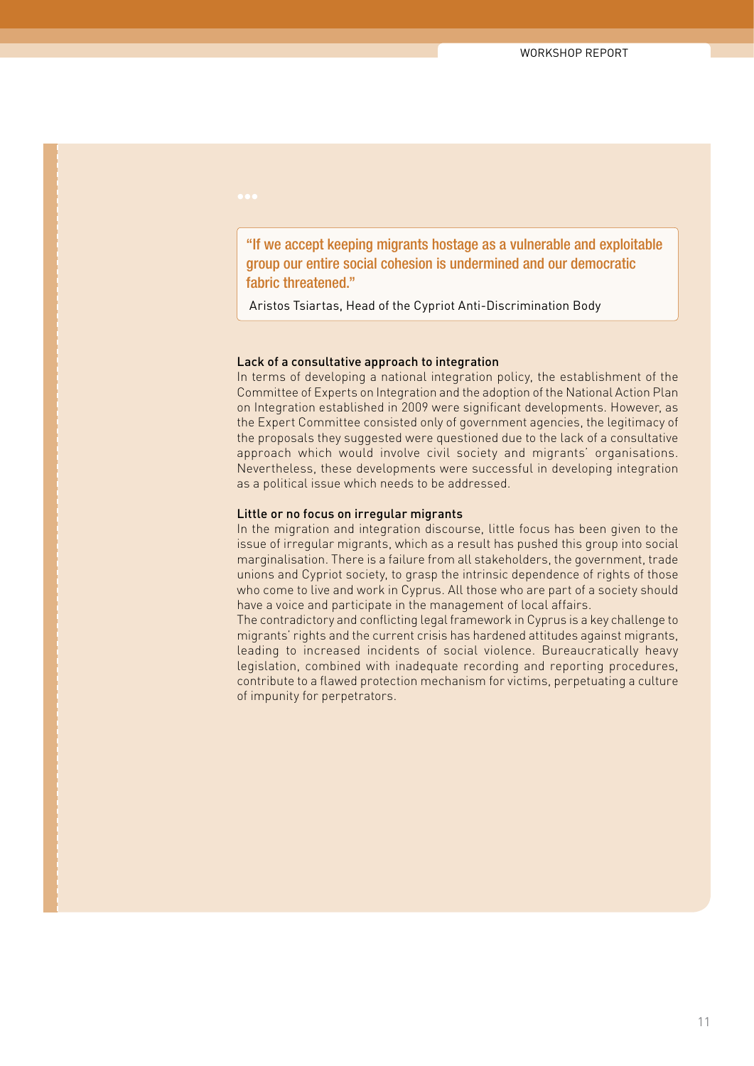> "If we accept keeping migrants hostage as a vulnerable and exploitable group our entire social cohesion is undermined and our democratic fabric threatened."
>
> Aristos Tsiartas, Head of the Cypriot Anti-Discrimination Body

### Lack of a consultative approach to integration

In terms of developing a national integration policy, the establishment of the Committee of Experts on Integration and the adoption of the National Action Plan on Integration established in 2009 were significant developments. However, as the Expert Committee consisted only of government agencies, the legitimacy of the proposals they suggested were questioned due to the lack of a consultative approach which would involve civil society and migrants' organisations. Nevertheless, these developments were successful in developing integration as a political issue which needs to be addressed.

### Little or no focus on irregular migrants

In the migration and integration discourse, little focus has been given to the issue of irregular migrants, which as a result has pushed this group into social marginalisation. There is a failure from all stakeholders, the government, trade unions and Cypriot society, to grasp the intrinsic dependence of rights of those who come to live and work in Cyprus. All those who are part of a society should have a voice and participate in the management of local affairs.

The contradictory and conflicting legal framework in Cyprus is a key challenge to migrants' rights and the current crisis has hardened attitudes against migrants, leading to increased incidents of social violence. Bureaucratically heavy legislation, combined with inadequate recording and reporting procedures, contribute to a flawed protection mechanism for victims, perpetuating a culture of impunity for perpetrators.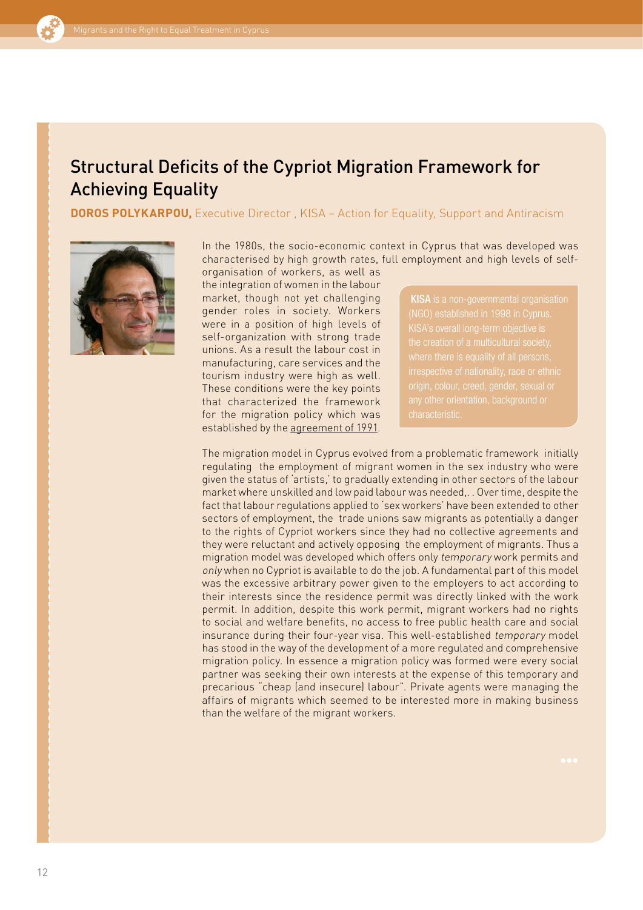## Structural Deficits of the Cypriot Migration Framework for Achieving Equality

**DOROS POLYKARPOU,** Executive Director , KISA – Action for Equality, Support and Antiracism

In the 1980s, the socio-economic context in Cyprus that was developed was characterised by high growth rates, full employment and high levels of self-organisation of workers, as well as the integration of women in the labour market, though not yet challenging gender roles in society. Workers were in a position of high levels of self-organization with strong trade unions. As a result the labour cost in manufacturing, care services and the tourism industry were high as well. These conditions were the key points that characterized the framework for the migration policy which was established by the agreement of 1991.

**KISA** is a non-governmental organisation (NGO) established in 1998 in Cyprus. KISA's overall long-term objective is the creation of a multicultural society, where there is equality of all persons, irrespective of nationality, race or ethnic origin, colour, creed, gender, sexual or any other orientation, background or characteristic.

The migration model in Cyprus evolved from a problematic framework initially regulating the employment of migrant women in the sex industry who were given the status of 'artists,' to gradually extending in other sectors of the labour market where unskilled and low paid labour was needed,. . Over time, despite the fact that labour regulations applied to 'sex workers' have been extended to other sectors of employment, the trade unions saw migrants as potentially a danger to the rights of Cypriot workers since they had no collective agreements and they were reluctant and actively opposing the employment of migrants. Thus a migration model was developed which offers only *temporary* work permits and *only* when no Cypriot is available to do the job. A fundamental part of this model was the excessive arbitrary power given to the employers to act according to their interests since the residence permit was directly linked with the work permit. In addition, despite this work permit, migrant workers had no rights to social and welfare benefits, no access to free public health care and social insurance during their four-year visa. This well-established *temporary* model has stood in the way of the development of a more regulated and comprehensive migration policy. In essence a migration policy was formed were every social partner was seeking their own interests at the expense of this temporary and precarious "cheap (and insecure) labour". Private agents were managing the affairs of migrants which seemed to be interested more in making business than the welfare of the migrant workers.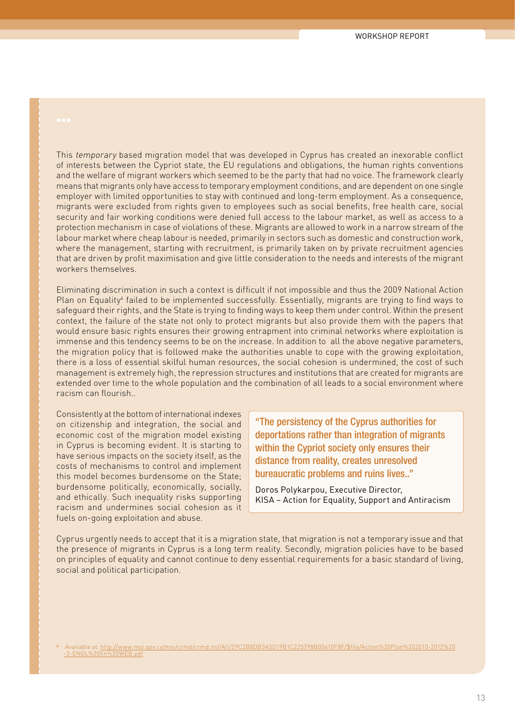This *temporary* based migration model that was developed in Cyprus has created an inexorable conflict of interests between the Cypriot state, the EU regulations and obligations, the human rights conventions and the welfare of migrant workers which seemed to be the party that had no voice. The framework clearly means that migrants only have access to temporary employment conditions, and are dependent on one single employer with limited opportunities to stay with continued and long-term employment. As a consequence, migrants were excluded from rights given to employees such as social benefits, free health care, social security and fair working conditions were denied full access to the labour market, as well as access to a protection mechanism in case of violations of these. Migrants are allowed to work in a narrow stream of the labour market where cheap labour is needed, primarily in sectors such as domestic and construction work, where the management, starting with recruitment, is primarily taken on by private recruitment agencies that are driven by profit maximisation and give little consideration to the needs and interests of the migrant workers themselves.

Eliminating discrimination in such a context is difficult if not impossible and thus the 2009 National Action Plan on Equality[4] failed to be implemented successfully. Essentially, migrants are trying to find ways to safeguard their rights, and the State is trying to finding ways to keep them under control. Within the present context, the failure of the state not only to protect migrants but also provide them with the papers that would ensure basic rights ensures their growing entrapment into criminal networks where exploitation is immense and this tendency seems to be on the increase. In addition to all the above negative parameters, the migration policy that is followed make the authorities unable to cope with the growing exploitation, there is a loss of essential skilful human resources, the social cohesion is undermined, the cost of such management is extremely high, the repression structures and institutions that are created for migrants are extended over time to the whole population and the combination of all leads to a social environment where racism can flourish..

Consistently at the bottom of international indexes on citizenship and integration, the social and economic cost of the migration model existing in Cyprus is becoming evident. It is starting to have serious impacts on the society itself, as the costs of mechanisms to control and implement this model becomes burdensome on the State; burdensome politically, economically, socially, and ethically. Such inequality risks supporting racism and undermines social cohesion as it fuels on-going exploitation and abuse.

> "The persistency of the Cyprus authorities for deportations rather than integration of migrants within the Cypriot society only ensures their distance from reality, creates unresolved bureaucratic problems and ruins lives.."
>
> Doros Polykarpou, Executive Director, KISA – Action for Equality, Support and Antiracism

Cyprus urgently needs to accept that it is a migration state, that migration is not a temporary issue and that the presence of migrants in Cyprus is a long term reality. Secondly, migration policies have to be based on principles of equality and cannot continue to deny essential requirements for a basic standard of living, social and political participation.

[4] Available at: http://www.moi.gov.cy/moi/crmd/crmd.nsf/All/29C2B8DB3A5D19B1C225798B00410F8F/$file/Action%20Plan%202010-2012%20-3-ENGL%20fin%20WEB.pdf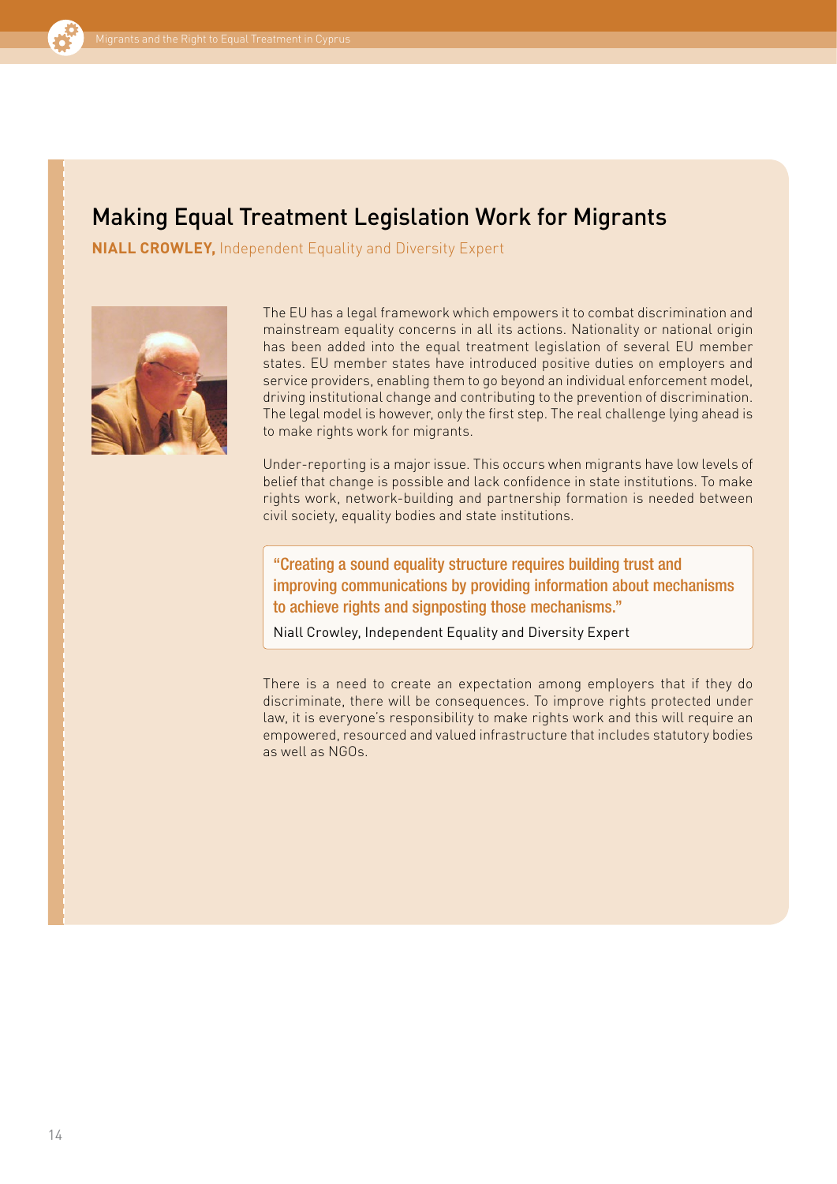## Making Equal Treatment Legislation Work for Migrants

**NIALL CROWLEY,** Independent Equality and Diversity Expert

The EU has a legal framework which empowers it to combat discrimination and mainstream equality concerns in all its actions. Nationality or national origin has been added into the equal treatment legislation of several EU member states. EU member states have introduced positive duties on employers and service providers, enabling them to go beyond an individual enforcement model, driving institutional change and contributing to the prevention of discrimination. The legal model is however, only the first step. The real challenge lying ahead is to make rights work for migrants.

Under-reporting is a major issue. This occurs when migrants have low levels of belief that change is possible and lack confidence in state institutions. To make rights work, network-building and partnership formation is needed between civil society, equality bodies and state institutions.

> "Creating a sound equality structure requires building trust and improving communications by providing information about mechanisms to achieve rights and signposting those mechanisms."
>
> Niall Crowley, Independent Equality and Diversity Expert

There is a need to create an expectation among employers that if they do discriminate, there will be consequences. To improve rights protected under law, it is everyone's responsibility to make rights work and this will require an empowered, resourced and valued infrastructure that includes statutory bodies as well as NGOs.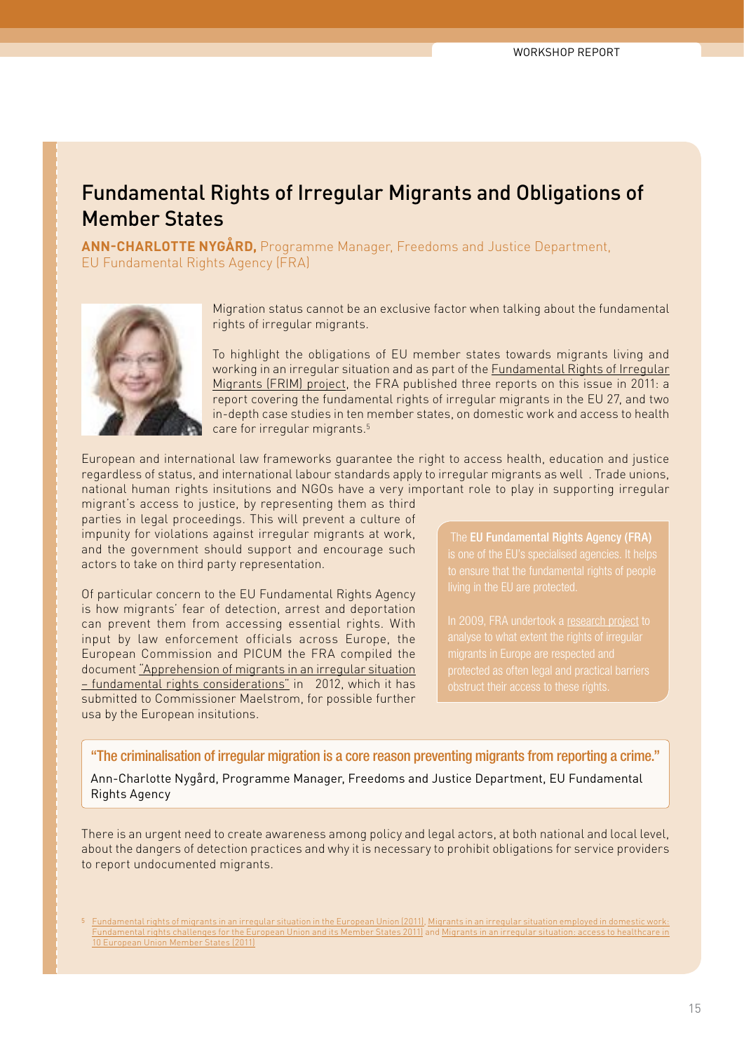## Fundamental Rights of Irregular Migrants and Obligations of Member States

**ANN-CHARLOTTE NYGÅRD,** Programme Manager, Freedoms and Justice Department, EU Fundamental Rights Agency (FRA)

Migration status cannot be an exclusive factor when talking about the fundamental rights of irregular migrants.

To highlight the obligations of EU member states towards migrants living and working in an irregular situation and as part of the Fundamental Rights of Irregular Migrants (FRIM) project, the FRA published three reports on this issue in 2011: a report covering the fundamental rights of irregular migrants in the EU 27, and two in-depth case studies in ten member states, on domestic work and access to health care for irregular migrants.[5]

European and international law frameworks guarantee the right to access health, education and justice regardless of status, and international labour standards apply to irregular migrants as well . Trade unions, national human rights insitutions and NGOs have a very important role to play in supporting irregular migrant's access to justice, by representing them as third parties in legal proceedings. This will prevent a culture of impunity for violations against irregular migrants at work, and the government should support and encourage such actors to take on third party representation.

Of particular concern to the EU Fundamental Rights Agency is how migrants' fear of detection, arrest and deportation can prevent them from accessing essential rights. With input by law enforcement officials across Europe, the European Commission and PICUM the FRA compiled the document "Apprehension of migrants in an irregular situation – fundamental rights considerations" in 2012, which it has submitted to Commissioner Maelstrom, for possible further usa by the European insitutions.

> The **EU Fundamental Rights Agency (FRA)** is one of the EU's specialised agencies. It helps to ensure that the fundamental rights of people living in the EU are protected.
>
> In 2009, FRA undertook a research project to analyse to what extent the rights of irregular migrants in Europe are respected and protected as often legal and practical barriers obstruct their access to these rights.

> "The criminalisation of irregular migration is a core reason preventing migrants from reporting a crime."
>
> Ann-Charlotte Nygård, Programme Manager, Freedoms and Justice Department, EU Fundamental Rights Agency

There is an urgent need to create awareness among policy and legal actors, at both national and local level, about the dangers of detection practices and why it is necessary to prohibit obligations for service providers to report undocumented migrants.

[5] Fundamental rights of migrants in an irregular situation in the European Union (2011), Migrants in an irregular situation employed in domestic work: Fundamental rights challenges for the European Union and its Member States 2011) and Migrants in an irregular situation: access to healthcare in 10 European Union Member States (2011)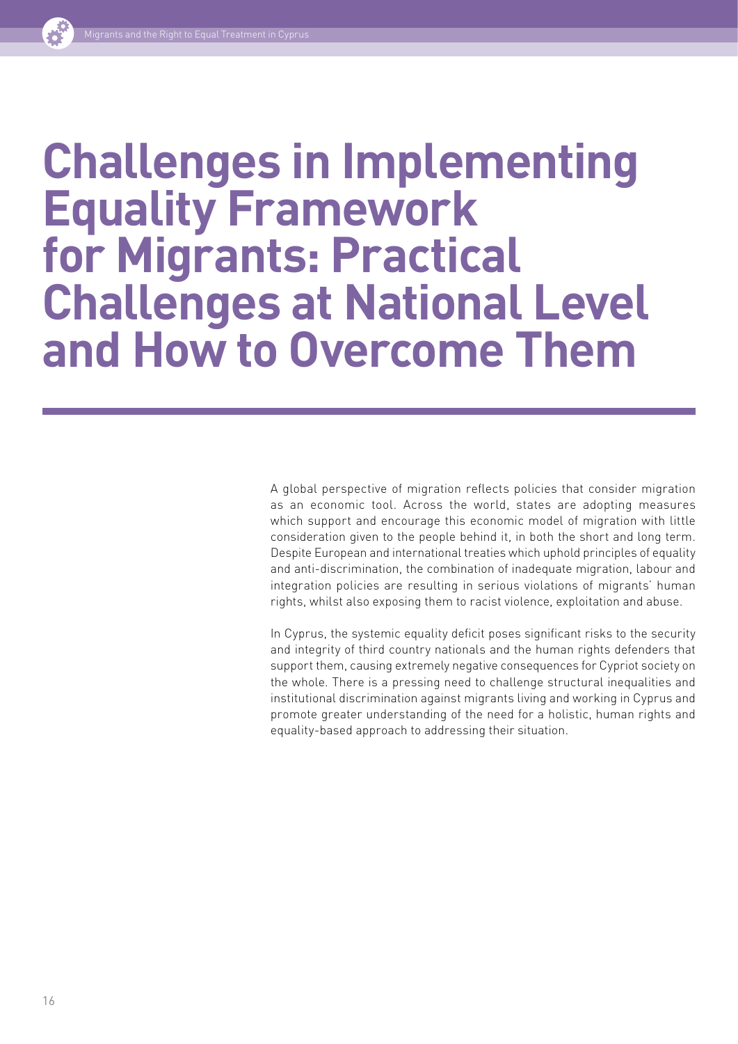# Challenges in Implementing Equality Framework for Migrants: Practical Challenges at National Level and How to Overcome Them

A global perspective of migration reflects policies that consider migration as an economic tool. Across the world, states are adopting measures which support and encourage this economic model of migration with little consideration given to the people behind it, in both the short and long term. Despite European and international treaties which uphold principles of equality and anti-discrimination, the combination of inadequate migration, labour and integration policies are resulting in serious violations of migrants' human rights, whilst also exposing them to racist violence, exploitation and abuse.

In Cyprus, the systemic equality deficit poses significant risks to the security and integrity of third country nationals and the human rights defenders that support them, causing extremely negative consequences for Cypriot society on the whole. There is a pressing need to challenge structural inequalities and institutional discrimination against migrants living and working in Cyprus and promote greater understanding of the need for a holistic, human rights and equality-based approach to addressing their situation.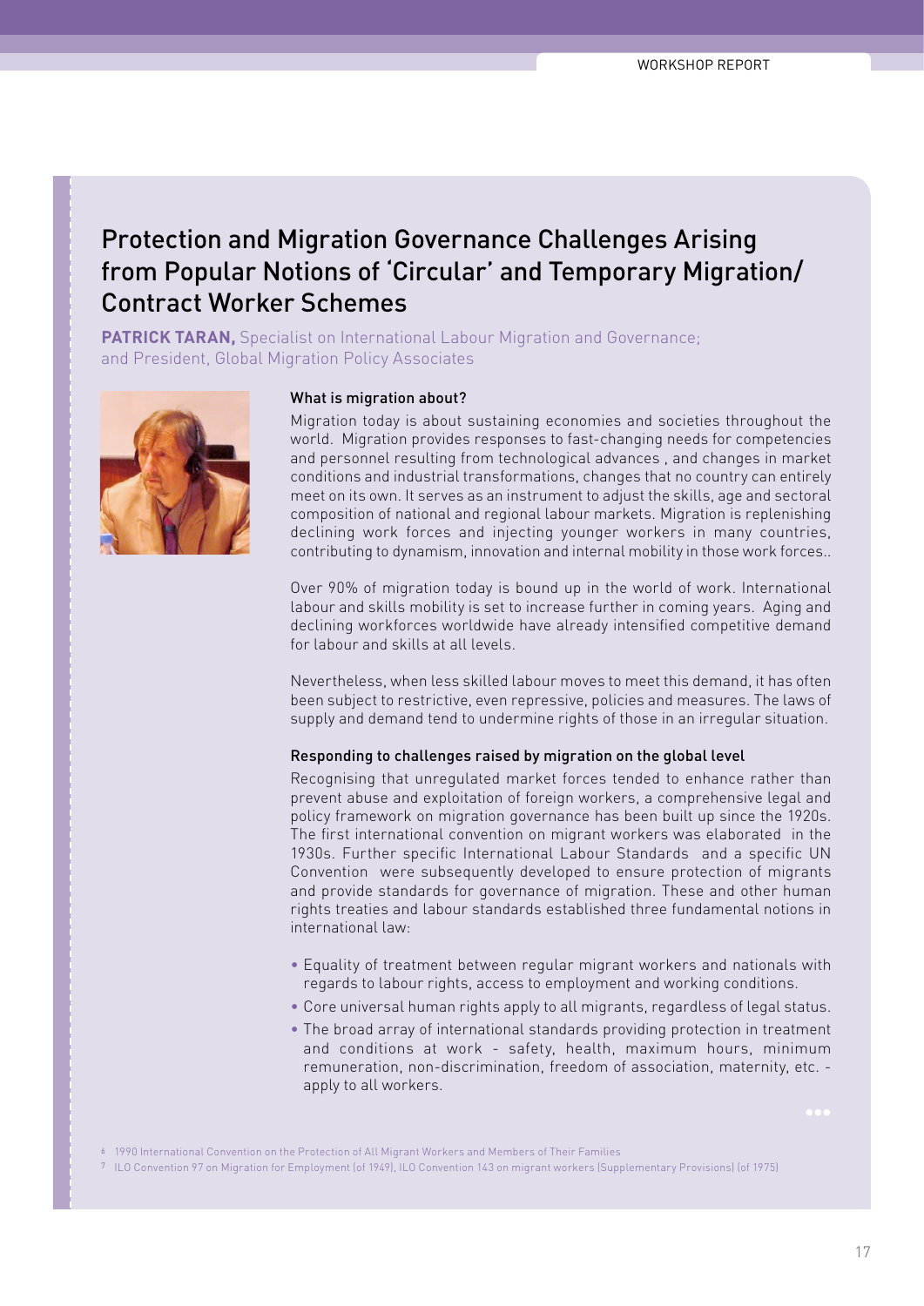# Protection and Migration Governance Challenges Arising from Popular Notions of 'Circular' and Temporary Migration/ Contract Worker Schemes

**PATRICK TARAN,** Specialist on International Labour Migration and Governance; and President, Global Migration Policy Associates

### What is migration about?

Migration today is about sustaining economies and societies throughout the world. Migration provides responses to fast-changing needs for competencies and personnel resulting from technological advances , and changes in market conditions and industrial transformations, changes that no country can entirely meet on its own. It serves as an instrument to adjust the skills, age and sectoral composition of national and regional labour markets. Migration is replenishing declining work forces and injecting younger workers in many countries, contributing to dynamism, innovation and internal mobility in those work forces..

Over 90% of migration today is bound up in the world of work. International labour and skills mobility is set to increase further in coming years. Aging and declining workforces worldwide have already intensified competitive demand for labour and skills at all levels.

Nevertheless, when less skilled labour moves to meet this demand, it has often been subject to restrictive, even repressive, policies and measures. The laws of supply and demand tend to undermine rights of those in an irregular situation.

### Responding to challenges raised by migration on the global level

Recognising that unregulated market forces tended to enhance rather than prevent abuse and exploitation of foreign workers, a comprehensive legal and policy framework on migration governance has been built up since the 1920s. The first international convention on migrant workers was elaborated in the 1930s. Further specific International Labour Standards and a specific UN Convention were subsequently developed to ensure protection of migrants and provide standards for governance of migration. These and other human rights treaties and labour standards established three fundamental notions in international law:

- Equality of treatment between regular migrant workers and nationals with regards to labour rights, access to employment and working conditions.
- Core universal human rights apply to all migrants, regardless of legal status.
- The broad array of international standards providing protection in treatment and conditions at work - safety, health, maximum hours, minimum remuneration, non-discrimination, freedom of association, maternity, etc. - apply to all workers.

[6] 1990 International Convention on the Protection of All Migrant Workers and Members of Their Families

[7] ILO Convention 97 on Migration for Employment (of 1949), ILO Convention 143 on migrant workers (Supplementary Provisions) (of 1975)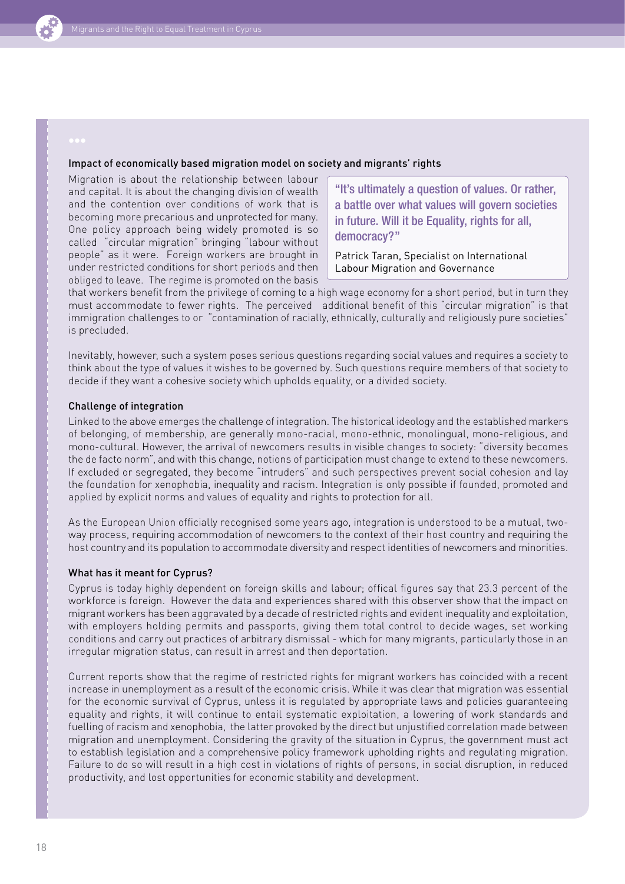### Impact of economically based migration model on society and migrants' rights

> "It's ultimately a question of values. Or rather, a battle over what values will govern societies in future. Will it be Equality, rights for all, democracy?"
>
> Patrick Taran, Specialist on International Labour Migration and Governance

Migration is about the relationship between labour and capital. It is about the changing division of wealth and the contention over conditions of work that is becoming more precarious and unprotected for many. One policy approach being widely promoted is so called "circular migration" bringing "labour without people" as it were. Foreign workers are brought in under restricted conditions for short periods and then obliged to leave. The regime is promoted on the basis that workers benefit from the privilege of coming to a high wage economy for a short period, but in turn they must accommodate to fewer rights. The perceived additional benefit of this "circular migration" is that immigration challenges to or "contamination of racially, ethnically, culturally and religiously pure societies" is precluded.

Inevitably, however, such a system poses serious questions regarding social values and requires a society to think about the type of values it wishes to be governed by. Such questions require members of that society to decide if they want a cohesive society which upholds equality, or a divided society.

### Challenge of integration

Linked to the above emerges the challenge of integration. The historical ideology and the established markers of belonging, of membership, are generally mono-racial, mono-ethnic, monolingual, mono-religious, and mono-cultural. However, the arrival of newcomers results in visible changes to society: "diversity becomes the de facto norm", and with this change, notions of participation must change to extend to these newcomers. If excluded or segregated, they become "intruders" and such perspectives prevent social cohesion and lay the foundation for xenophobia, inequality and racism. Integration is only possible if founded, promoted and applied by explicit norms and values of equality and rights to protection for all.

As the European Union officially recognised some years ago, integration is understood to be a mutual, two-way process, requiring accommodation of newcomers to the context of their host country and requiring the host country and its population to accommodate diversity and respect identities of newcomers and minorities.

### What has it meant for Cyprus?

Cyprus is today highly dependent on foreign skills and labour; offical figures say that 23.3 percent of the workforce is foreign. However the data and experiences shared with this observer show that the impact on migrant workers has been aggravated by a decade of restricted rights and evident inequality and exploitation, with employers holding permits and passports, giving them total control to decide wages, set working conditions and carry out practices of arbitrary dismissal - which for many migrants, particularly those in an irregular migration status, can result in arrest and then deportation.

Current reports show that the regime of restricted rights for migrant workers has coincided with a recent increase in unemployment as a result of the economic crisis. While it was clear that migration was essential for the economic survival of Cyprus, unless it is regulated by appropriate laws and policies guaranteeing equality and rights, it will continue to entail systematic exploitation, a lowering of work standards and fuelling of racism and xenophobia, the latter provoked by the direct but unjustified correlation made between migration and unemployment. Considering the gravity of the situation in Cyprus, the government must act to establish legislation and a comprehensive policy framework upholding rights and regulating migration. Failure to do so will result in a high cost in violations of rights of persons, in social disruption, in reduced productivity, and lost opportunities for economic stability and development.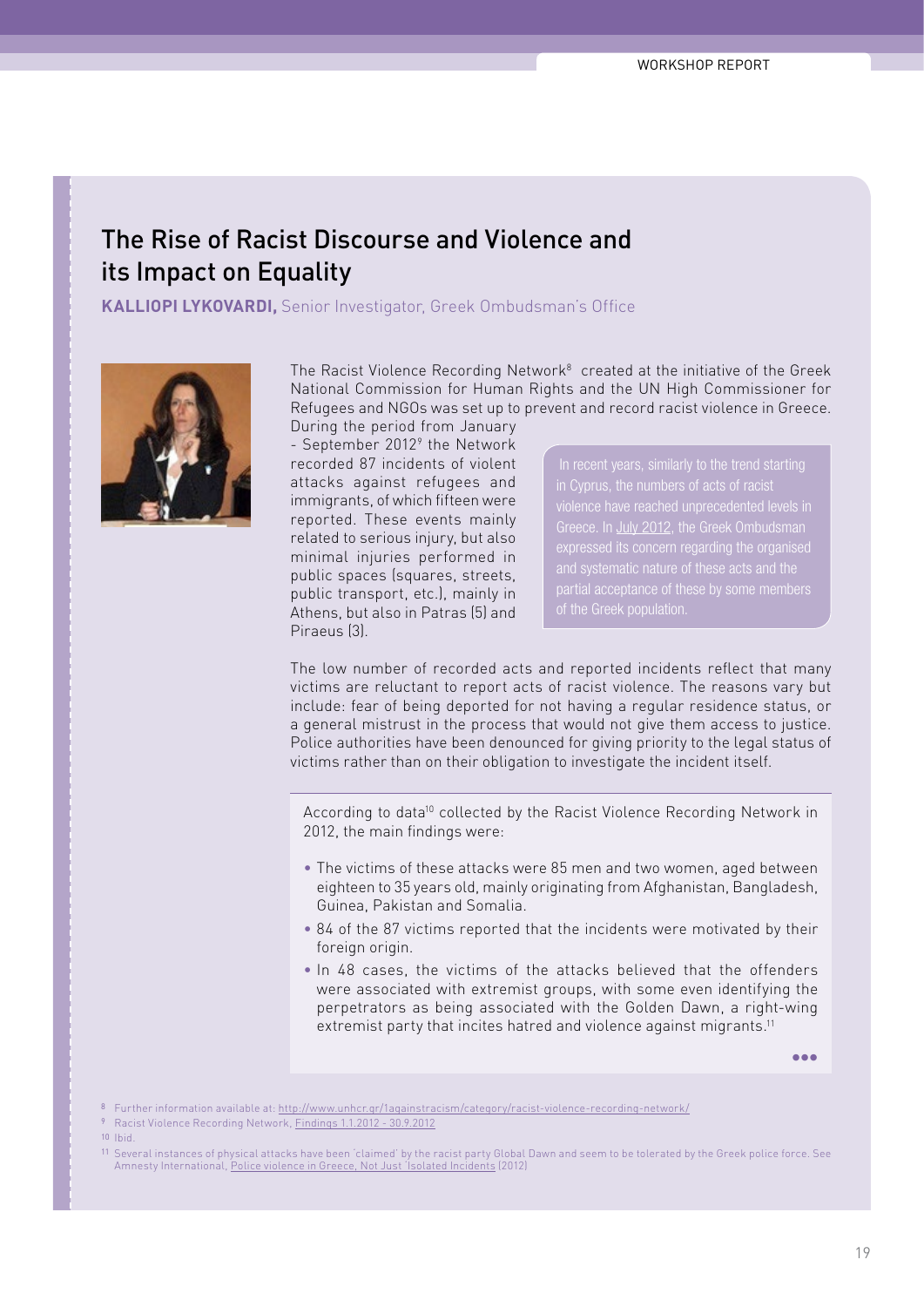## The Rise of Racist Discourse and Violence and its Impact on Equality

**KALLIOPI LYKOVARDI,** Senior Investigator, Greek Ombudsman's Office

The Racist Violence Recording Network[8] created at the initiative of the Greek National Commission for Human Rights and the UN High Commissioner for Refugees and NGOs was set up to prevent and record racist violence in Greece. During the period from January - September 2012[9] the Network recorded 87 incidents of violent attacks against refugees and immigrants, of which fifteen were reported. These events mainly related to serious injury, but also minimal injuries performed in public spaces (squares, streets, public transport, etc.), mainly in Athens, but also in Patras (5) and Piraeus (3).

> In recent years, similarly to the trend starting in Cyprus, the numbers of acts of racist violence have reached unprecedented levels in Greece. In July 2012, the Greek Ombudsman expressed its concern regarding the organised and systematic nature of these acts and the partial acceptance of these by some members of the Greek population.

The low number of recorded acts and reported incidents reflect that many victims are reluctant to report acts of racist violence. The reasons vary but include: fear of being deported for not having a regular residence status, or a general mistrust in the process that would not give them access to justice. Police authorities have been denounced for giving priority to the legal status of victims rather than on their obligation to investigate the incident itself.

According to data[10] collected by the Racist Violence Recording Network in 2012, the main findings were:

- The victims of these attacks were 85 men and two women, aged between eighteen to 35 years old, mainly originating from Afghanistan, Bangladesh, Guinea, Pakistan and Somalia.
- 84 of the 87 victims reported that the incidents were motivated by their foreign origin.
- In 48 cases, the victims of the attacks believed that the offenders were associated with extremist groups, with some even identifying the perpetrators as being associated with the Golden Dawn, a right-wing extremist party that incites hatred and violence against migrants.[11]

---

[8] Further information available at: http://www.unhcr.gr/1againstracism/category/racist-violence-recording-network/

[9] Racist Violence Recording Network, Findings 1.1.2012 - 30.9.2012

[10] Ibid.

[11] Several instances of physical attacks have been 'claimed' by the racist party Global Dawn and seem to be tolerated by the Greek police force. See Amnesty International, Police violence in Greece, Not Just 'Isolated Incidents (2012)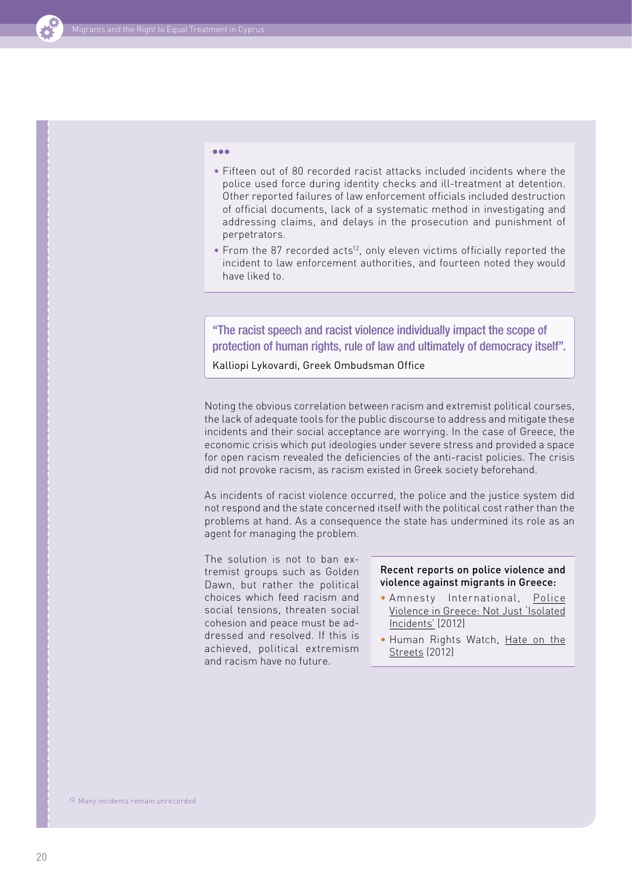...

- Fifteen out of 80 recorded racist attacks included incidents where the police used force during identity checks and ill-treatment at detention. Other reported failures of law enforcement officials included destruction of official documents, lack of a systematic method in investigating and addressing claims, and delays in the prosecution and punishment of perpetrators.
- From the 87 recorded acts[12], only eleven victims officially reported the incident to law enforcement authorities, and fourteen noted they would have liked to.

> **"The racist speech and racist violence individually impact the scope of protection of human rights, rule of law and ultimately of democracy itself".**
>
> Kalliopi Lykovardi, Greek Ombudsman Office

Noting the obvious correlation between racism and extremist political courses, the lack of adequate tools for the public discourse to address and mitigate these incidents and their social acceptance are worrying. In the case of Greece, the economic crisis which put ideologies under severe stress and provided a space for open racism revealed the deficiencies of the anti-racist policies. The crisis did not provoke racism, as racism existed in Greek society beforehand.

As incidents of racist violence occurred, the police and the justice system did not respond and the state concerned itself with the political cost rather than the problems at hand. As a consequence the state has undermined its role as an agent for managing the problem.

The solution is not to ban extremist groups such as Golden Dawn, but rather the political choices which feed racism and social tensions, threaten social cohesion and peace must be addressed and resolved. If this is achieved, political extremism and racism have no future.

**Recent reports on police violence and violence against migrants in Greece:**

- Amnesty International, Police Violence in Greece: Not Just 'Isolated Incidents' (2012)
- Human Rights Watch, Hate on the Streets (2012)

[12] Many incidents remain unrecorded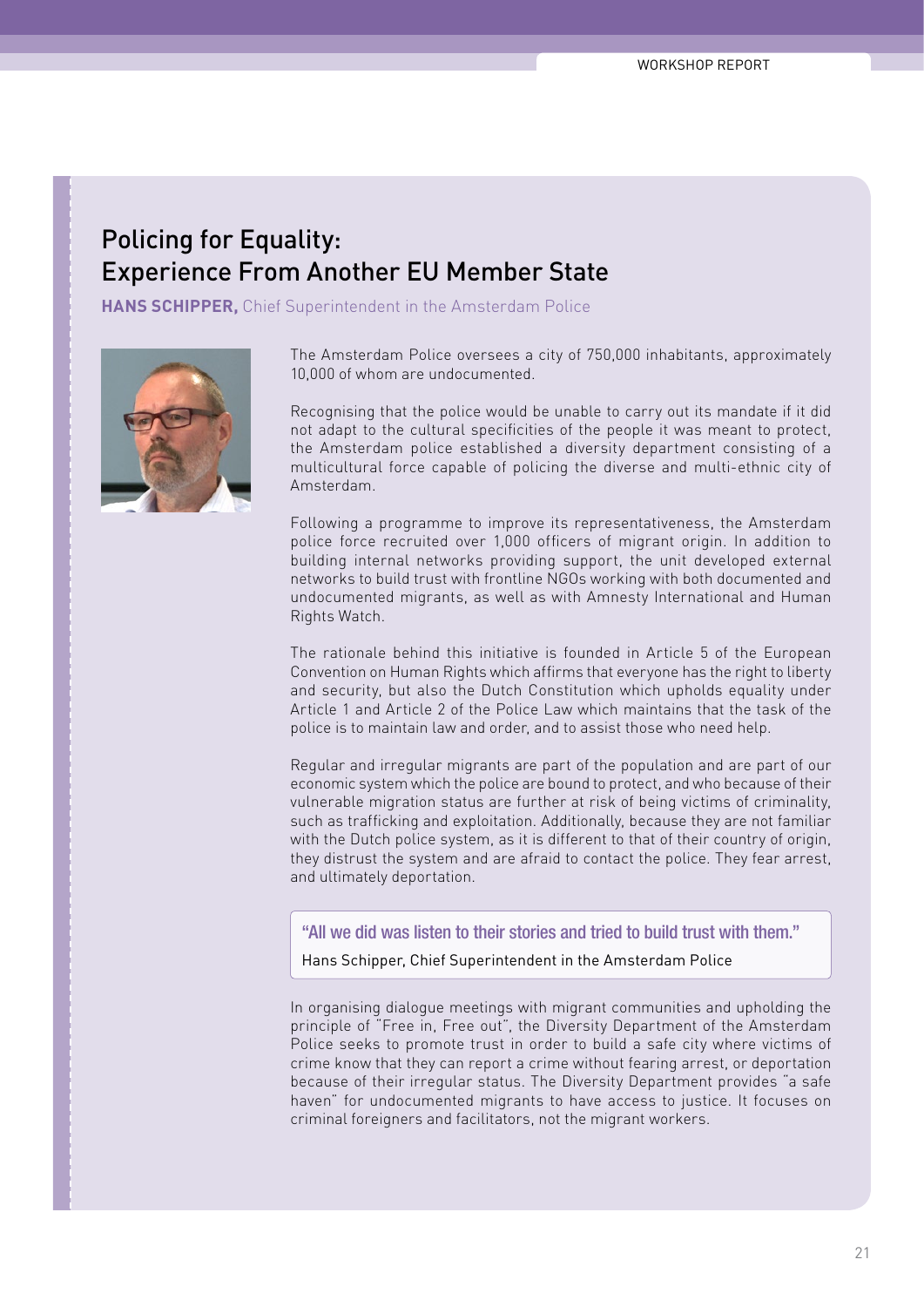## Policing for Equality: Experience From Another EU Member State

**HANS SCHIPPER,** Chief Superintendent in the Amsterdam Police

The Amsterdam Police oversees a city of 750,000 inhabitants, approximately 10,000 of whom are undocumented.

Recognising that the police would be unable to carry out its mandate if it did not adapt to the cultural specificities of the people it was meant to protect, the Amsterdam police established a diversity department consisting of a multicultural force capable of policing the diverse and multi-ethnic city of Amsterdam.

Following a programme to improve its representativeness, the Amsterdam police force recruited over 1,000 officers of migrant origin. In addition to building internal networks providing support, the unit developed external networks to build trust with frontline NGOs working with both documented and undocumented migrants, as well as with Amnesty International and Human Rights Watch.

The rationale behind this initiative is founded in Article 5 of the European Convention on Human Rights which affirms that everyone has the right to liberty and security, but also the Dutch Constitution which upholds equality under Article 1 and Article 2 of the Police Law which maintains that the task of the police is to maintain law and order, and to assist those who need help.

Regular and irregular migrants are part of the population and are part of our economic system which the police are bound to protect, and who because of their vulnerable migration status are further at risk of being victims of criminality, such as trafficking and exploitation. Additionally, because they are not familiar with the Dutch police system, as it is different to that of their country of origin, they distrust the system and are afraid to contact the police. They fear arrest, and ultimately deportation.

> **"All we did was listen to their stories and tried to build trust with them."**
>
> Hans Schipper, Chief Superintendent in the Amsterdam Police

In organising dialogue meetings with migrant communities and upholding the principle of "Free in, Free out", the Diversity Department of the Amsterdam Police seeks to promote trust in order to build a safe city where victims of crime know that they can report a crime without fearing arrest, or deportation because of their irregular status. The Diversity Department provides "a safe haven" for undocumented migrants to have access to justice. It focuses on criminal foreigners and facilitators, not the migrant workers.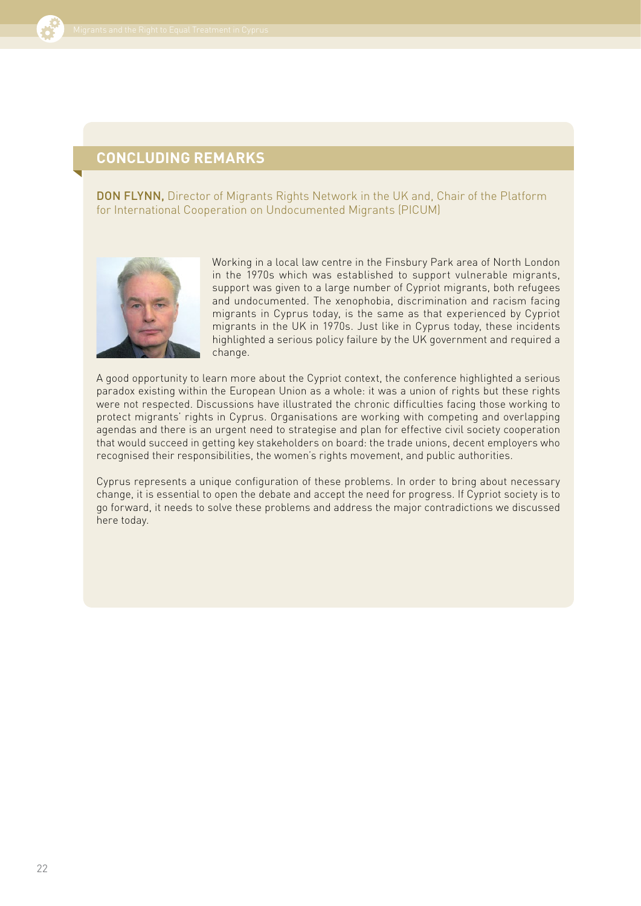## CONCLUDING REMARKS

**DON FLYNN,** Director of Migrants Rights Network in the UK and, Chair of the Platform for International Cooperation on Undocumented Migrants (PICUM)

Working in a local law centre in the Finsbury Park area of North London in the 1970s which was established to support vulnerable migrants, support was given to a large number of Cypriot migrants, both refugees and undocumented. The xenophobia, discrimination and racism facing migrants in Cyprus today, is the same as that experienced by Cypriot migrants in the UK in 1970s. Just like in Cyprus today, these incidents highlighted a serious policy failure by the UK government and required a change.

A good opportunity to learn more about the Cypriot context, the conference highlighted a serious paradox existing within the European Union as a whole: it was a union of rights but these rights were not respected. Discussions have illustrated the chronic difficulties facing those working to protect migrants' rights in Cyprus. Organisations are working with competing and overlapping agendas and there is an urgent need to strategise and plan for effective civil society cooperation that would succeed in getting key stakeholders on board: the trade unions, decent employers who recognised their responsibilities, the women's rights movement, and public authorities.

Cyprus represents a unique configuration of these problems. In order to bring about necessary change, it is essential to open the debate and accept the need for progress. If Cypriot society is to go forward, it needs to solve these problems and address the major contradictions we discussed here today.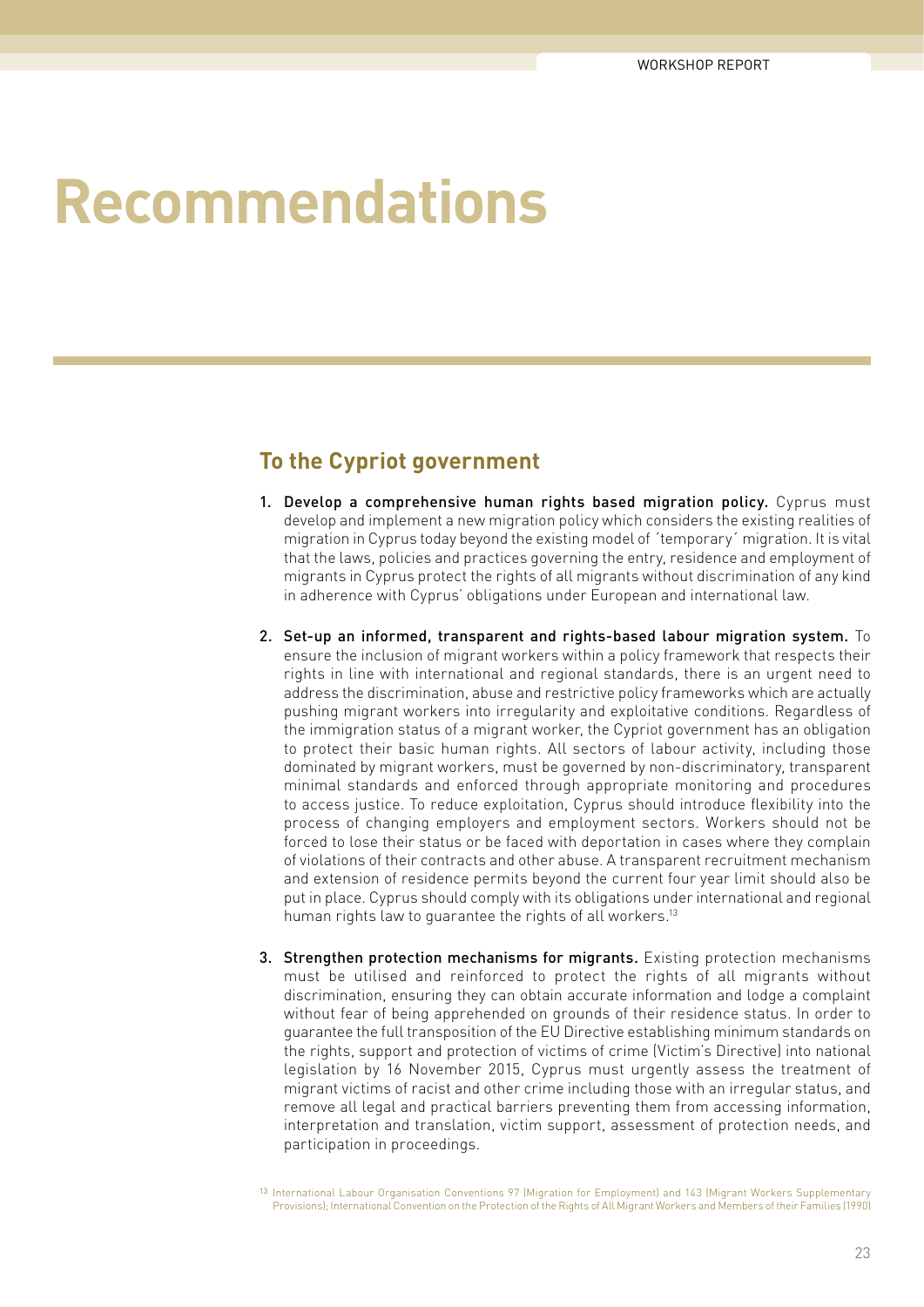# Recommendations

## To the Cypriot government

1. **Develop a comprehensive human rights based migration policy.** Cyprus must develop and implement a new migration policy which considers the existing realities of migration in Cyprus today beyond the existing model of ´temporary´ migration. It is vital that the laws, policies and practices governing the entry, residence and employment of migrants in Cyprus protect the rights of all migrants without discrimination of any kind in adherence with Cyprus' obligations under European and international law.

2. **Set-up an informed, transparent and rights-based labour migration system.** To ensure the inclusion of migrant workers within a policy framework that respects their rights in line with international and regional standards, there is an urgent need to address the discrimination, abuse and restrictive policy frameworks which are actually pushing migrant workers into irregularity and exploitative conditions. Regardless of the immigration status of a migrant worker, the Cypriot government has an obligation to protect their basic human rights. All sectors of labour activity, including those dominated by migrant workers, must be governed by non-discriminatory, transparent minimal standards and enforced through appropriate monitoring and procedures to access justice. To reduce exploitation, Cyprus should introduce flexibility into the process of changing employers and employment sectors. Workers should not be forced to lose their status or be faced with deportation in cases where they complain of violations of their contracts and other abuse. A transparent recruitment mechanism and extension of residence permits beyond the current four year limit should also be put in place. Cyprus should comply with its obligations under international and regional human rights law to guarantee the rights of all workers.[13]

3. **Strengthen protection mechanisms for migrants.** Existing protection mechanisms must be utilised and reinforced to protect the rights of all migrants without discrimination, ensuring they can obtain accurate information and lodge a complaint without fear of being apprehended on grounds of their residence status. In order to guarantee the full transposition of the EU Directive establishing minimum standards on the rights, support and protection of victims of crime (Victim's Directive) into national legislation by 16 November 2015, Cyprus must urgently assess the treatment of migrant victims of racist and other crime including those with an irregular status, and remove all legal and practical barriers preventing them from accessing information, interpretation and translation, victim support, assessment of protection needs, and participation in proceedings.

[13] International Labour Organisation Conventions 97 (Migration for Employment) and 143 (Migrant Workers Supplementary Provisions); International Convention on the Protection of the Rights of All Migrant Workers and Members of their Families (1990)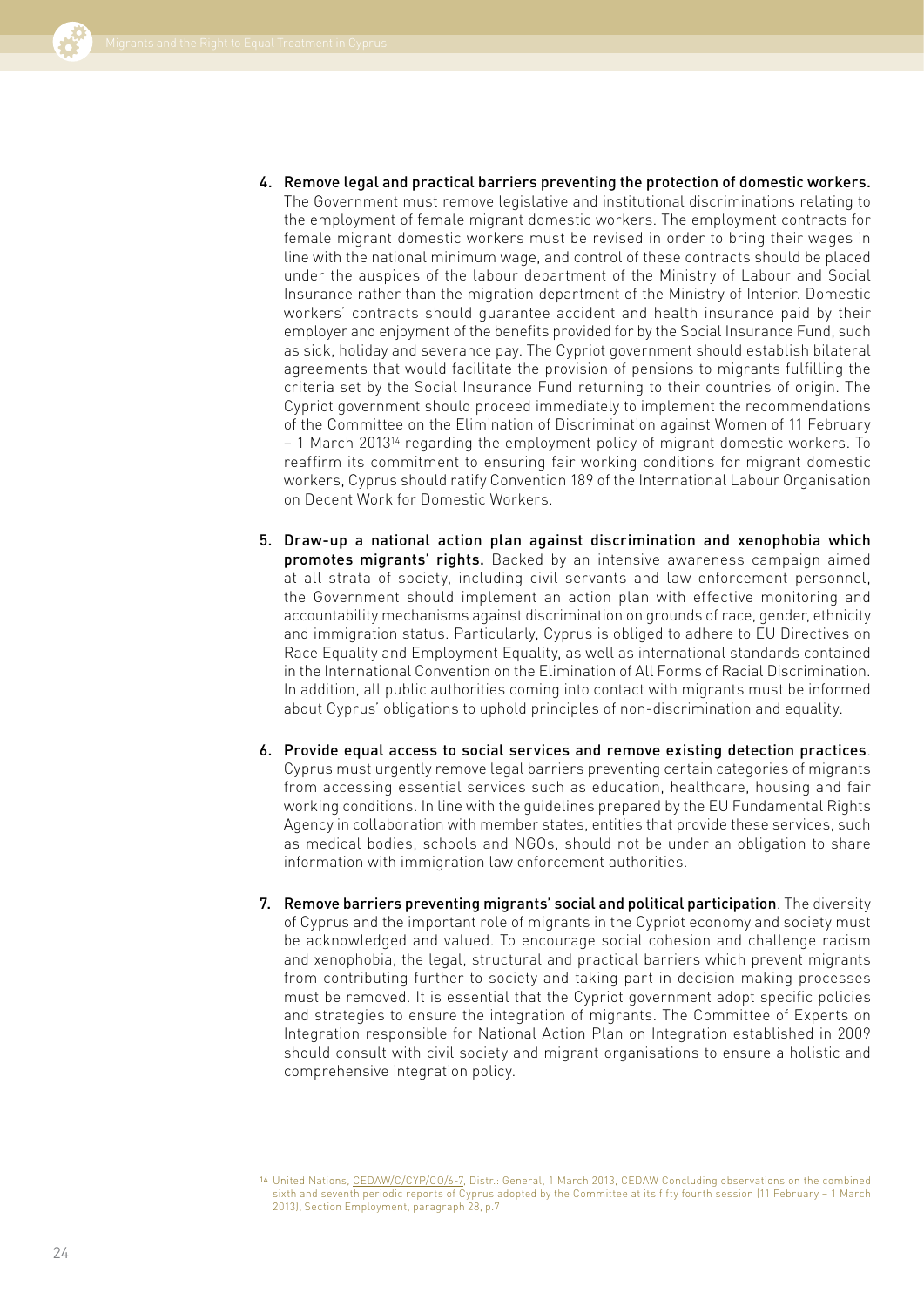4. **Remove legal and practical barriers preventing the protection of domestic workers.** The Government must remove legislative and institutional discriminations relating to the employment of female migrant domestic workers. The employment contracts for female migrant domestic workers must be revised in order to bring their wages in line with the national minimum wage, and control of these contracts should be placed under the auspices of the labour department of the Ministry of Labour and Social Insurance rather than the migration department of the Ministry of Interior. Domestic workers' contracts should guarantee accident and health insurance paid by their employer and enjoyment of the benefits provided for by the Social Insurance Fund, such as sick, holiday and severance pay. The Cypriot government should establish bilateral agreements that would facilitate the provision of pensions to migrants fulfilling the criteria set by the Social Insurance Fund returning to their countries of origin. The Cypriot government should proceed immediately to implement the recommendations of the Committee on the Elimination of Discrimination against Women of 11 February – 1 March 2013[14] regarding the employment policy of migrant domestic workers. To reaffirm its commitment to ensuring fair working conditions for migrant domestic workers, Cyprus should ratify Convention 189 of the International Labour Organisation on Decent Work for Domestic Workers.

5. **Draw-up a national action plan against discrimination and xenophobia which promotes migrants' rights.** Backed by an intensive awareness campaign aimed at all strata of society, including civil servants and law enforcement personnel, the Government should implement an action plan with effective monitoring and accountability mechanisms against discrimination on grounds of race, gender, ethnicity and immigration status. Particularly, Cyprus is obliged to adhere to EU Directives on Race Equality and Employment Equality, as well as international standards contained in the International Convention on the Elimination of All Forms of Racial Discrimination. In addition, all public authorities coming into contact with migrants must be informed about Cyprus' obligations to uphold principles of non-discrimination and equality.

6. **Provide equal access to social services and remove existing detection practices**. Cyprus must urgently remove legal barriers preventing certain categories of migrants from accessing essential services such as education, healthcare, housing and fair working conditions. In line with the guidelines prepared by the EU Fundamental Rights Agency in collaboration with member states, entities that provide these services, such as medical bodies, schools and NGOs, should not be under an obligation to share information with immigration law enforcement authorities.

7. **Remove barriers preventing migrants' social and political participation**. The diversity of Cyprus and the important role of migrants in the Cypriot economy and society must be acknowledged and valued. To encourage social cohesion and challenge racism and xenophobia, the legal, structural and practical barriers which prevent migrants from contributing further to society and taking part in decision making processes must be removed. It is essential that the Cypriot government adopt specific policies and strategies to ensure the integration of migrants. The Committee of Experts on Integration responsible for National Action Plan on Integration established in 2009 should consult with civil society and migrant organisations to ensure a holistic and comprehensive integration policy.

---

[14] United Nations, CEDAW/C/CYP/CO/6-7, Distr.: General, 1 March 2013, CEDAW Concluding observations on the combined sixth and seventh periodic reports of Cyprus adopted by the Committee at its fifty fourth session (11 February – 1 March 2013), Section Employment, paragraph 28, p.7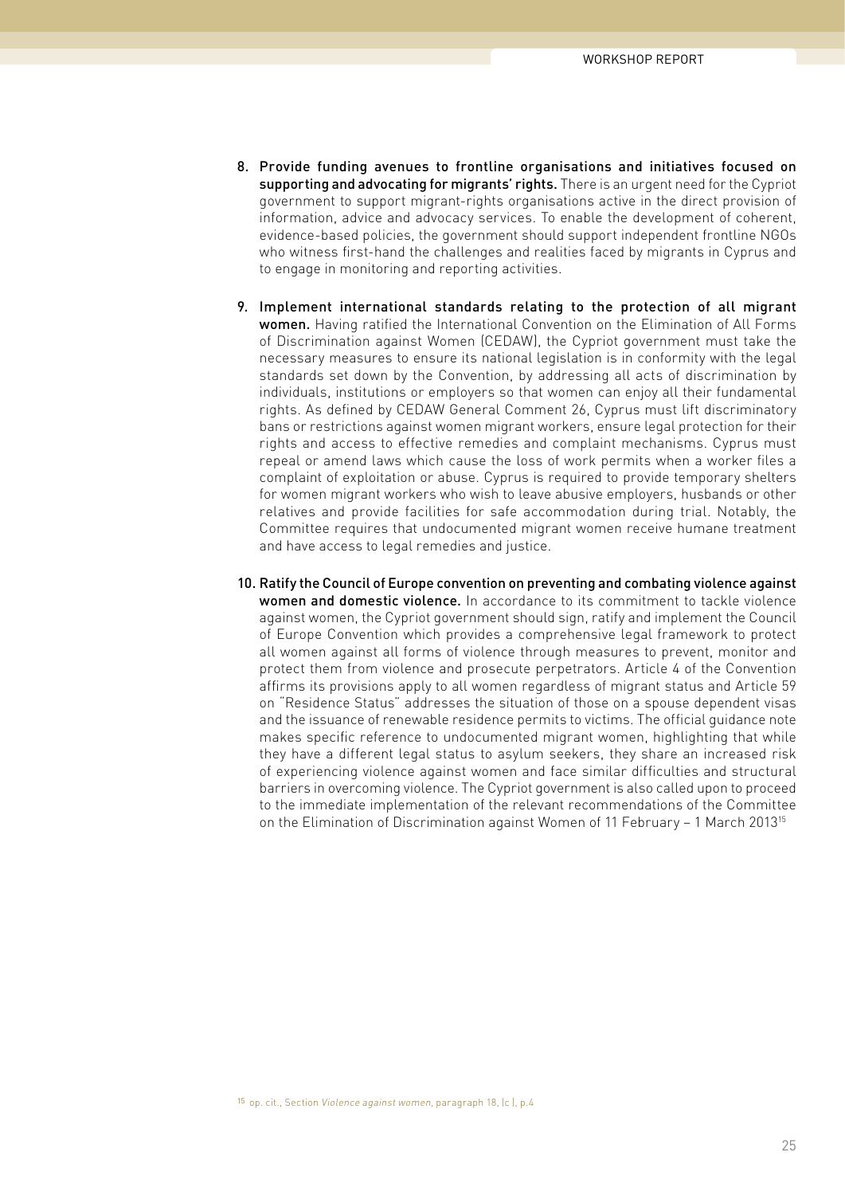8. **Provide funding avenues to frontline organisations and initiatives focused on supporting and advocating for migrants' rights.** There is an urgent need for the Cypriot government to support migrant-rights organisations active in the direct provision of information, advice and advocacy services. To enable the development of coherent, evidence-based policies, the government should support independent frontline NGOs who witness first-hand the challenges and realities faced by migrants in Cyprus and to engage in monitoring and reporting activities.

9. **Implement international standards relating to the protection of all migrant women.** Having ratified the International Convention on the Elimination of All Forms of Discrimination against Women (CEDAW), the Cypriot government must take the necessary measures to ensure its national legislation is in conformity with the legal standards set down by the Convention, by addressing all acts of discrimination by individuals, institutions or employers so that women can enjoy all their fundamental rights. As defined by CEDAW General Comment 26, Cyprus must lift discriminatory bans or restrictions against women migrant workers, ensure legal protection for their rights and access to effective remedies and complaint mechanisms. Cyprus must repeal or amend laws which cause the loss of work permits when a worker files a complaint of exploitation or abuse. Cyprus is required to provide temporary shelters for women migrant workers who wish to leave abusive employers, husbands or other relatives and provide facilities for safe accommodation during trial. Notably, the Committee requires that undocumented migrant women receive humane treatment and have access to legal remedies and justice.

10. **Ratify the Council of Europe convention on preventing and combating violence against women and domestic violence.** In accordance to its commitment to tackle violence against women, the Cypriot government should sign, ratify and implement the Council of Europe Convention which provides a comprehensive legal framework to protect all women against all forms of violence through measures to prevent, monitor and protect them from violence and prosecute perpetrators. Article 4 of the Convention affirms its provisions apply to all women regardless of migrant status and Article 59 on "Residence Status" addresses the situation of those on a spouse dependent visas and the issuance of renewable residence permits to victims. The official guidance note makes specific reference to undocumented migrant women, highlighting that while they have a different legal status to asylum seekers, they share an increased risk of experiencing violence against women and face similar difficulties and structural barriers in overcoming violence. The Cypriot government is also called upon to proceed to the immediate implementation of the relevant recommendations of the Committee on the Elimination of Discrimination against Women of 11 February – 1 March 2013[15]

[15] op. cit., Section *Violence against women*, paragraph 18, (c ), p.4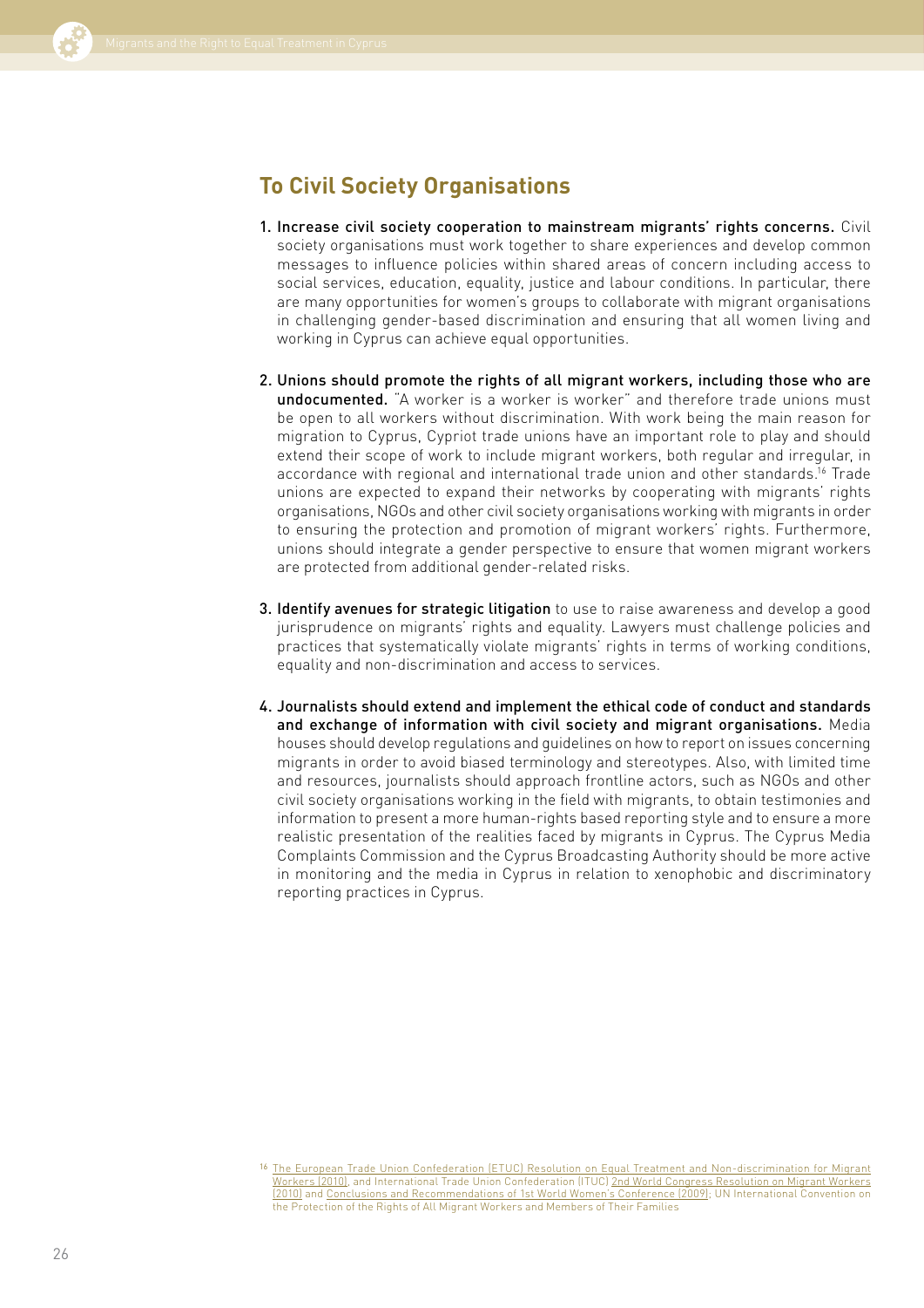## To Civil Society Organisations

1. **Increase civil society cooperation to mainstream migrants' rights concerns.** Civil society organisations must work together to share experiences and develop common messages to influence policies within shared areas of concern including access to social services, education, equality, justice and labour conditions. In particular, there are many opportunities for women's groups to collaborate with migrant organisations in challenging gender-based discrimination and ensuring that all women living and working in Cyprus can achieve equal opportunities.

2. **Unions should promote the rights of all migrant workers, including those who are undocumented.** "A worker is a worker is worker" and therefore trade unions must be open to all workers without discrimination. With work being the main reason for migration to Cyprus, Cypriot trade unions have an important role to play and should extend their scope of work to include migrant workers, both regular and irregular, in accordance with regional and international trade union and other standards.[16] Trade unions are expected to expand their networks by cooperating with migrants' rights organisations, NGOs and other civil society organisations working with migrants in order to ensuring the protection and promotion of migrant workers' rights. Furthermore, unions should integrate a gender perspective to ensure that women migrant workers are protected from additional gender-related risks.

3. **Identify avenues for strategic litigation** to use to raise awareness and develop a good jurisprudence on migrants' rights and equality. Lawyers must challenge policies and practices that systematically violate migrants' rights in terms of working conditions, equality and non-discrimination and access to services.

4. **Journalists should extend and implement the ethical code of conduct and standards and exchange of information with civil society and migrant organisations.** Media houses should develop regulations and guidelines on how to report on issues concerning migrants in order to avoid biased terminology and stereotypes. Also, with limited time and resources, journalists should approach frontline actors, such as NGOs and other civil society organisations working in the field with migrants, to obtain testimonies and information to present a more human-rights based reporting style and to ensure a more realistic presentation of the realities faced by migrants in Cyprus. The Cyprus Media Complaints Commission and the Cyprus Broadcasting Authority should be more active in monitoring and the media in Cyprus in relation to xenophobic and discriminatory reporting practices in Cyprus.

[16] The European Trade Union Confederation (ETUC) Resolution on Equal Treatment and Non-discrimination for Migrant Workers (2010), and International Trade Union Confederation (ITUC) 2nd World Congress Resolution on Migrant Workers (2010) and Conclusions and Recommendations of 1st World Women's Conference (2009); UN International Convention on the Protection of the Rights of All Migrant Workers and Members of Their Families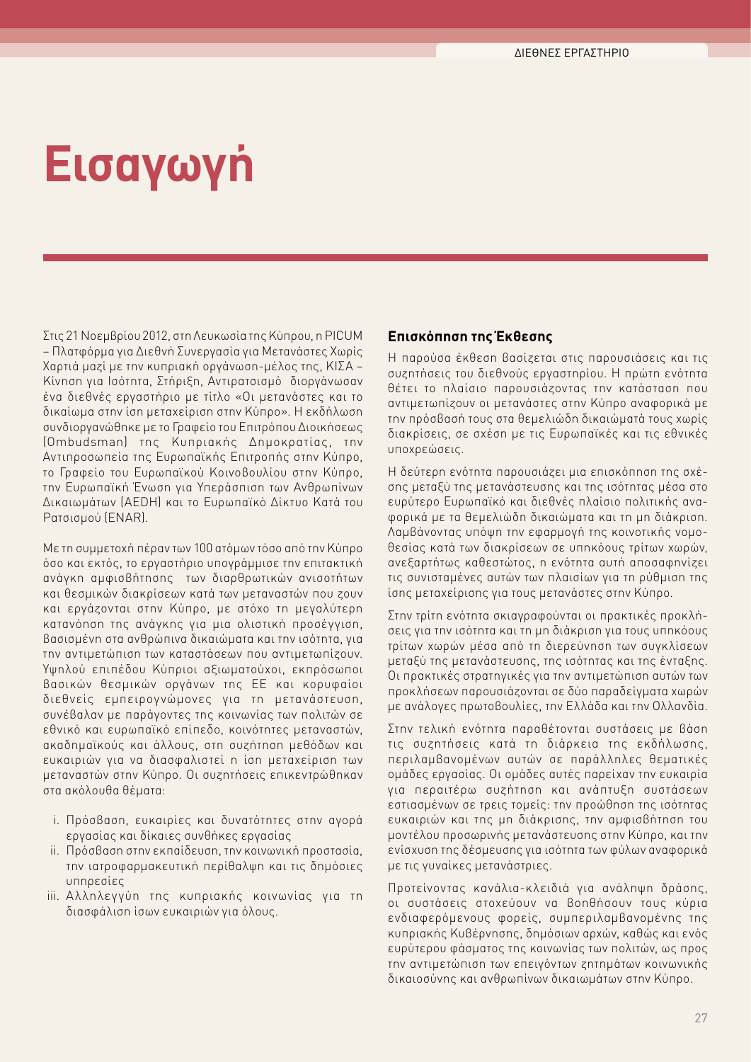# Εισαγωγή

Στις 21 Νοεμβρίου 2012, στη Λευκωσία της Κύπρου, η PICUM – Πλατφόρμα για Διεθνή Συνεργασία για Μετανάστες Χωρίς Χαρτιά μαζί με την κυπριακή οργάνωση-μέλος της, ΚΙΣΑ – Κίνηση για Ισότητα, Στήριξη, Αντιρατσισμό διοργάνωσαν ένα διεθνές εργαστήριο με τίτλο «Οι μετανάστες και το δικαίωμα στην ίση μεταχείριση στην Κύπρο». Η εκδήλωση συνδιοργανώθηκε με το Γραφείο του Επιτρόπου Διοικήσεως (Ombudsman) της Κυπριακής Δημοκρατίας, την Αντιπροσωπεία της Ευρωπαϊκής Επιτροπής στην Κύπρο, το Γραφείο του Ευρωπαϊκού Κοινοβουλίου στην Κύπρο, την Ευρωπαϊκή Ένωση για Υπεράσπιση των Ανθρωπίνων Δικαιωμάτων (AEDH) και το Ευρωπαϊκό Δίκτυο Κατά του Ρατσισμού (ENAR).

Με τη συμμετοχή πέραν των 100 ατόμων τόσο από την Κύπρο όσο και εκτός, το εργαστήριο υπογράμμισε την επιτακτική ανάγκη αμφισβήτησης των διαρθρωτικών ανισοτήτων και θεσμικών διακρίσεων κατά των μεταναστών που ζουν και εργάζονται στην Κύπρο, με στόχο τη μεγαλύτερη κατανόηση της ανάγκης για μια ολιστική προσέγγιση, βασισμένη στα ανθρώπινα δικαιώματα και την ισότητα, για την αντιμετώπιση των καταστάσεων που αντιμετωπίζουν. Υψηλού επιπέδου Κύπριοι αξιωματούχοι, εκπρόσωποι βασικών θεσμικών οργάνων της ΕΕ και κορυφαίοι διεθνείς εμπειρογνώμονες για τη μετανάστευση, συνέβαλαν με παράγοντες της κοινωνίας των πολιτών σε εθνικό και ευρωπαϊκό επίπεδο, κοινότητες μεταναστών, ακαδημαϊκούς και άλλους, στη συζήτηση μεθόδων και ευκαιριών για να διασφαλιστεί η ίση μεταχείριση των μεταναστών στην Κύπρο. Οι συζητήσεις επικεντρώθηκαν στα ακόλουθα θέματα:

i. Πρόσβαση, ευκαιρίες και δυνατότητες στην αγορά εργασίας και δίκαιες συνθήκες εργασίας
ii. Πρόσβαση στην εκπαίδευση, την κοινωνική προστασία, την ιατροφαρμακευτική περίθαλψη και τις δημόσιες υπηρεσίες
iii. Αλληλεγγύη της κυπριακής κοινωνίας για τη διασφάλιση ίσων ευκαιριών για όλους.

### Επισκόπηση της Έκθεσης

Η παρούσα έκθεση βασίζεται στις παρουσιάσεις και τις συζητήσεις του διεθνούς εργαστηρίου. Η πρώτη ενότητα θέτει το πλαίσιο παρουσιάζοντας την κατάσταση που αντιμετωπίζουν οι μετανάστες στην Κύπρο αναφορικά με την πρόσβασή τους στα θεμελιώδη δικαιώματά τους χωρίς διακρίσεις, σε σχέση με τις Ευρωπαϊκές και τις εθνικές υποχρεώσεις.

Η δεύτερη ενότητα παρουσιάζει μια επισκόπηση της σχέσης μεταξύ της μετανάστευσης και της ισότητας μέσα στο ευρύτερο Ευρωπαϊκό και διεθνές πλαίσιο πολιτικής αναφορικά με τα θεμελιώδη δικαιώματα και τη μη διάκριση. Λαμβάνοντας υπόψη την εφαρμογή της κοινοτικής νομοθεσίας κατά των διακρίσεων σε υπηκόους τρίτων χωρών, ανεξαρτήτως καθεστώτος, η ενότητα αυτή αποσαφηνίζει τις συνισταμένες αυτών των πλαισίων για τη ρύθμιση της ίσης μεταχείρισης για τους μετανάστες στην Κύπρο.

Στην τρίτη ενότητα σκιαγραφούνται οι πρακτικές προκλήσεις για την ισότητα και τη μη διάκριση για τους υπηκόους τρίτων χωρών μέσα από τη διερεύνηση των συγκλίσεων μεταξύ της μετανάστευσης, της ισότητας και της ένταξης. Οι πρακτικές στρατηγικές για την αντιμετώπιση αυτών των προκλήσεων παρουσιάζονται σε δύο παραδείγματα χωρών με ανάλογες πρωτοβουλίες, την Ελλάδα και την Ολλανδία.

Στην τελική ενότητα παραθέτονται συστάσεις με βάση τις συζητήσεις κατά τη διάρκεια της εκδήλωσης, περιλαμβανομένων αυτών σε παράλληλες θεματικές ομάδες εργασίας. Οι ομάδες αυτές παρείχαν την ευκαιρία για περαιτέρω συζήτηση και ανάπτυξη συστάσεων εστιασμένων σε τρεις τομείς: την προώθηση της ισότητας ευκαιριών και της μη διάκρισης, την αμφισβήτηση του μοντέλου προσωρινής μετανάστευσης στην Κύπρο, και την ενίσχυση της δέσμευσης για ισότητα των φύλων αναφορικά με τις γυναίκες μετανάστριες.

Προτείνοντας κανάλια-κλειδιά για ανάληψη δράσης, οι συστάσεις στοχεύουν να βοηθήσουν τους κύρια ενδιαφερόμενους φορείς, συμπεριλαμβανομένης της κυπριακής Κυβέρνησης, δημόσιων αρχών, καθώς και ενός ευρύτερου φάσματος της κοινωνίας των πολιτών, ως προς την αντιμετώπιση των επειγόντων ζητημάτων κοινωνικής δικαιοσύνης και ανθρωπίνων δικαιωμάτων στην Κύπρο.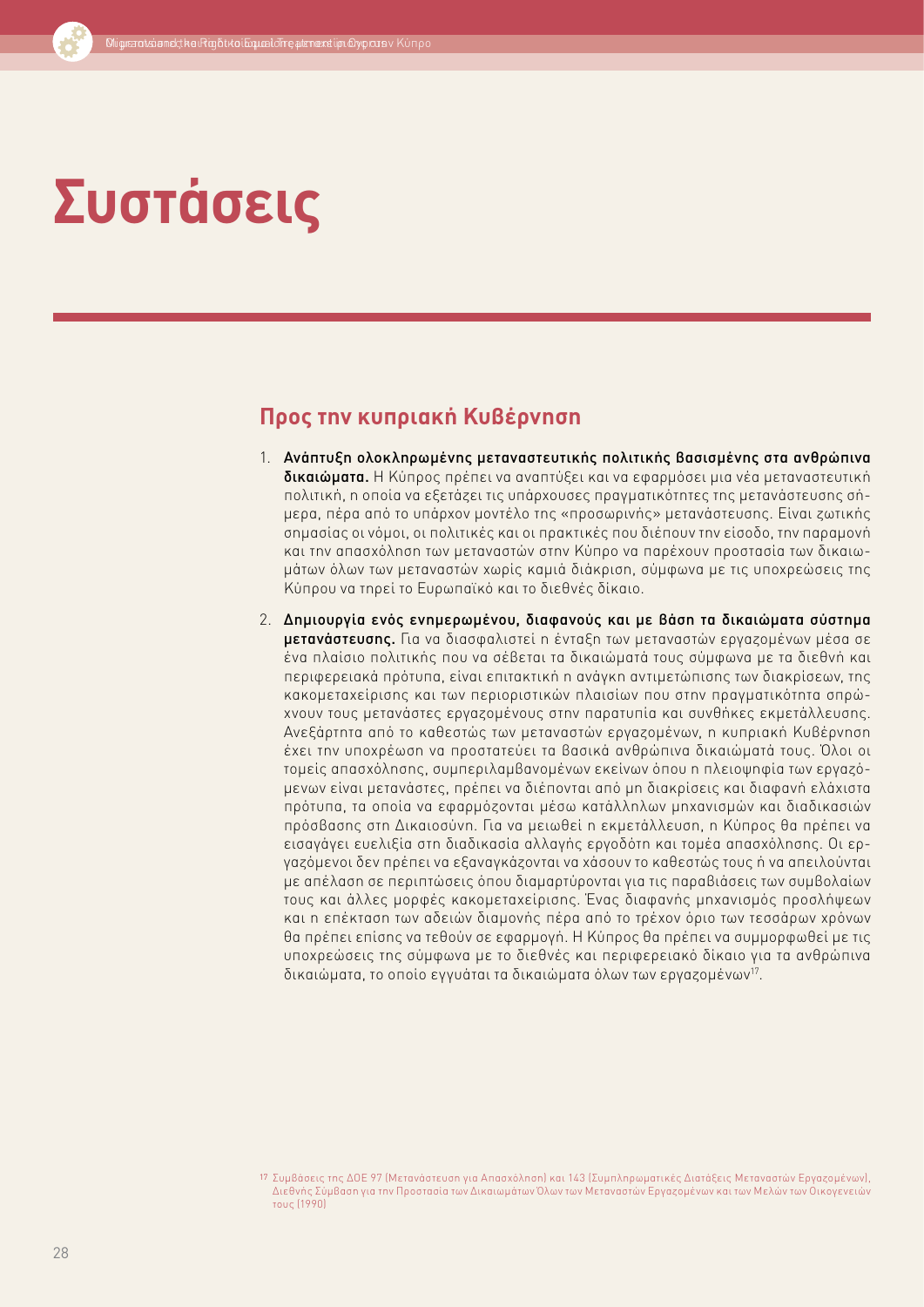# Συστάσεις

## Προς την κυπριακή Κυβέρνηση

1. **Ανάπτυξη ολοκληρωμένης μεταναστευτικής πολιτικής βασισμένης στα ανθρώπινα δικαιώματα.** Η Κύπρος πρέπει να αναπτύξει και να εφαρμόσει μια νέα μεταναστευτική πολιτική, η οποία να εξετάζει τις υπάρχουσες πραγματικότητες της μετανάστευσης σήμερα, πέρα από το υπάρχον μοντέλο της «προσωρινής» μετανάστευσης. Είναι ζωτικής σημασίας οι νόμοι, οι πολιτικές και οι πρακτικές που διέπουν την είσοδο, την παραμονή και την απασχόληση των μεταναστών στην Κύπρο να παρέχουν προστασία των δικαιωμάτων όλων των μεταναστών χωρίς καμιά διάκριση, σύμφωνα με τις υποχρεώσεις της Κύπρου να τηρεί το Ευρωπαϊκό και το διεθνές δίκαιο.

2. **Δημιουργία ενός ενημερωμένου, διαφανούς και με βάση τα δικαιώματα σύστημα μετανάστευσης.** Για να διασφαλιστεί η ένταξη των μεταναστών εργαζομένων μέσα σε ένα πλαίσιο πολιτικής που να σέβεται τα δικαιώματά τους σύμφωνα με τα διεθνή και περιφερειακά πρότυπα, είναι επιτακτική η ανάγκη αντιμετώπισης των διακρίσεων, της κακομεταχείρισης και των περιοριστικών πλαισίων που στην πραγματικότητα σπρώχνουν τους μετανάστες εργαζομένους στην παρατυπία και συνθήκες εκμετάλλευσης. Ανεξάρτητα από το καθεστώς των μεταναστών εργαζομένων, η κυπριακή Κυβέρνηση έχει την υποχρέωση να προστατεύει τα βασικά ανθρώπινα δικαιώματά τους. Όλοι οι τομείς απασχόλησης, συμπεριλαμβανομένων εκείνων όπου η πλειοψηφία των εργαζόμενων είναι μετανάστες, πρέπει να διέπονται από μη διακρίσεις και διαφανή ελάχιστα πρότυπα, τα οποία να εφαρμόζονται μέσω κατάλληλων μηχανισμών και διαδικασιών πρόσβασης στη Δικαιοσύνη. Για να μειωθεί η εκμετάλλευση, η Κύπρος θα πρέπει να εισαγάγει ευελιξία στη διαδικασία αλλαγής εργοδότη και τομέα απασχόλησης. Οι εργαζόμενοι δεν πρέπει να εξαναγκάζονται να χάσουν το καθεστώς τους ή να απειλούνται με απέλαση σε περιπτώσεις όπου διαμαρτύρονται για τις παραβιάσεις των συμβολαίων τους και άλλες μορφές κακομεταχείρισης. Ένας διαφανής μηχανισμός προσλήψεων και η επέκταση των αδειών διαμονής πέρα από το τρέχον όριο των τεσσάρων χρόνων θα πρέπει επίσης να τεθούν σε εφαρμογή. Η Κύπρος θα πρέπει να συμμορφωθεί με τις υποχρεώσεις της σύμφωνα με το διεθνές και περιφερειακό δίκαιο για τα ανθρώπινα δικαιώματα, το οποίο εγγυάται τα δικαιώματα όλων των εργαζομένων[17].

[17] Συμβάσεις της ΔΟΕ 97 (Μετανάστευση για Απασχόληση) και 143 (Συμπληρωματικές Διατάξεις Μεταναστών Εργαζομένων), Διεθνής Σύμβαση για την Προστασία των Δικαιωμάτων Όλων των Μεταναστών Εργαζομένων και των Μελών των Οικογενειών τους (1990)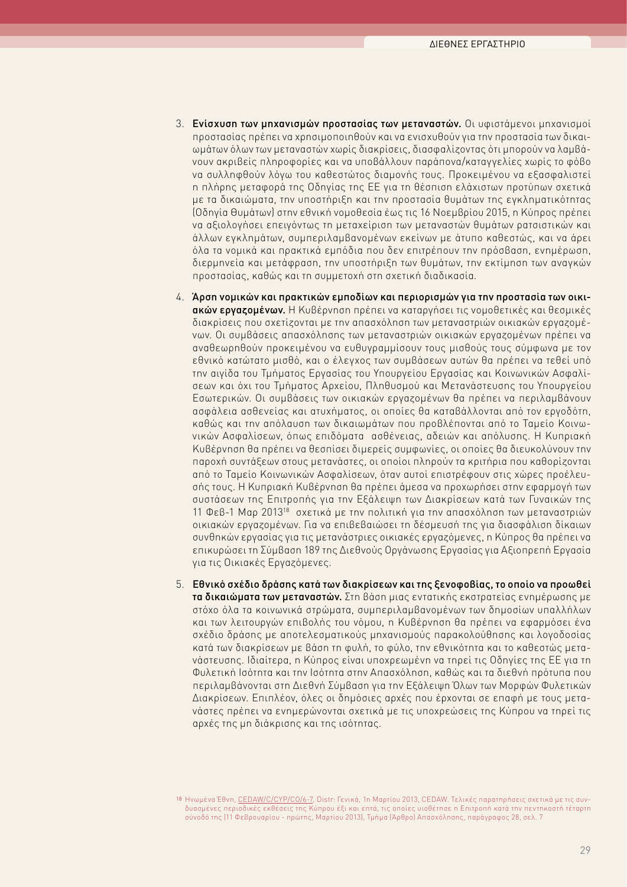3. **Ενίσχυση των μηχανισμών προστασίας των μεταναστών.** Οι υφιστάμενοι μηχανισμοί προστασίας πρέπει να χρησιμοποιηθούν και να ενισχυθούν για την προστασία των δικαιωμάτων όλων των μεταναστών χωρίς διακρίσεις, διασφαλίζοντας ότι μπορούν να λαμβάνουν ακριβείς πληροφορίες και να υποβάλλουν παράπονα/καταγγελίες χωρίς το φόβο να συλληφθούν λόγω του καθεστώτος διαμονής τους. Προκειμένου να εξασφαλιστεί η πλήρης μεταφορά της Οδηγίας της ΕΕ για τη θέσπιση ελάχιστων προτύπων σχετικά με τα δικαιώματα, την υποστήριξη και την προστασία θυμάτων της εγκληματικότητας (Οδηγία Θυμάτων) στην εθνική νομοθεσία έως τις 16 Νοεμβρίου 2015, η Κύπρος πρέπει να αξιολογήσει επειγόντως τη μεταχείριση των μεταναστών θυμάτων ρατσιστικών και άλλων εγκλημάτων, συμπεριλαμβανομένων εκείνων με άτυπο καθεστώς, και να άρει όλα τα νομικά και πρακτικά εμπόδια που δεν επιτρέπουν την πρόσβαση, ενημέρωση, διερμηνεία και μετάφραση, την υποστήριξη των θυμάτων, την εκτίμηση των αναγκών προστασίας, καθώς και τη συμμετοχή στη σχετική διαδικασία.

4. **Άρση νομικών και πρακτικών εμποδίων και περιορισμών για την προστασία των οικιακών εργαζομένων.** Η Κυβέρνηση πρέπει να καταργήσει τις νομοθετικές και θεσμικές διακρίσεις που σχετίζονται με την απασχόληση των μεταναστριών οικιακών εργαζομένων. Οι συμβάσεις απασχόλησης των μεταναστριών οικιακών εργαζομένων πρέπει να αναθεωρηθούν προκειμένου να ευθυγραμμίσουν τους μισθούς τους σύμφωνα με τον εθνικό κατώτατο μισθό, και ο έλεγχος των συμβάσεων αυτών θα πρέπει να τεθεί υπό την αιγίδα του Τμήματος Εργασίας του Υπουργείου Εργασίας και Κοινωνικών Ασφαλίσεων και όχι του Τμήματος Αρχείου, Πληθυσμού και Μετανάστευσης του Υπουργείου Εσωτερικών. Οι συμβάσεις των οικιακών εργαζομένων θα πρέπει να περιλαμβάνουν ασφάλεια ασθενείας και ατυχήματος, οι οποίες θα καταβάλλονται από τον εργοδότη, καθώς και την απόλαυση των δικαιωμάτων που προβλέπονται από το Ταμείο Κοινωνικών Ασφαλίσεων, όπως επιδόματα ασθένειας, αδειών και απόλυσης. Η Κυπριακή Κυβέρνηση θα πρέπει να θεσπίσει διμερείς συμφωνίες, οι οποίες θα διευκολύνουν την παροχή συντάξεων στους μετανάστες, οι οποίοι πληρούν τα κριτήρια που καθορίζονται από το Ταμείο Κοινωνικών Ασφαλίσεων, όταν αυτοί επιστρέφουν στις χώρες προέλευσής τους. Η Κυπριακή Κυβέρνηση θα πρέπει άμεσα να προχωρήσει στην εφαρμογή των συστάσεων της Επιτροπής για την Εξάλειψη των Διακρίσεων κατά των Γυναικών της 11 Φεβ-1 Μαρ 2013[18] σχετικά με την πολιτική για την απασχόληση των μεταναστριών οικιακών εργαζομένων. Για να επιβεβαιώσει τη δέσμευσή της για διασφάλιση δίκαιων συνθηκών εργασίας για τις μετανάστριες οικιακές εργαζόμενες, η Κύπρος θα πρέπει να επικυρώσει τη Σύμβαση 189 της Διεθνούς Οργάνωσης Εργασίας για Αξιοπρεπή Εργασία για τις Οικιακές Εργαζόμενες.

5. **Εθνικό σχέδιο δράσης κατά των διακρίσεων και της ξενοφοβίας, το οποίο να προωθεί τα δικαιώματα των μεταναστών.** Στη βάση μιας εντατικής εκστρατείας ενημέρωσης με στόχο όλα τα κοινωνικά στρώματα, συμπεριλαμβανομένων των δημοσίων υπαλλήλων και των λειτουργών επιβολής του νόμου, η Κυβέρνηση θα πρέπει να εφαρμόσει ένα σχέδιο δράσης με αποτελεσματικούς μηχανισμούς παρακολούθησης και λογοδοσίας κατά των διακρίσεων με βάση τη φυλή, το φύλο, την εθνικότητα και το καθεστώς μετανάστευσης. Ιδιαίτερα, η Κύπρος είναι υποχρεωμένη να τηρεί τις Οδηγίες της ΕΕ για τη Φυλετική Ισότητα και την Ισότητα στην Απασχόληση, καθώς και τα διεθνή πρότυπα που περιλαμβάνονται στη Διεθνή Σύμβαση για την Εξάλειψη Όλων των Μορφών Φυλετικών Διακρίσεων. Επιπλέον, όλες οι δημόσιες αρχές που έρχονται σε επαφή με τους μετανάστες πρέπει να ενημερώνονται σχετικά με τις υποχρεώσεις της Κύπρου να τηρεί τις αρχές της μη διάκρισης και της ισότητας.

[18] Ηνωμένα Έθνη, CEDAW/C/CYP/CO/6-7, Distr: Γενικά, 1η Μαρτίου 2013, CEDAW. Τελικές παρατηρήσεις σχετικά με τις συνδυασμένες περιοδικές εκθέσεις της Κύπρου έξι και επτά, τις οποίες υιοθέτησε η Επιτροπή κατά την πεντηκοστή τέταρτη σύνοδό της (11 Φεβρουαρίου - πρώτης, Μαρτίου 2013), Τμήμα (Άρθρο) Απασχόλησης, παράγραφος 28, σελ. 7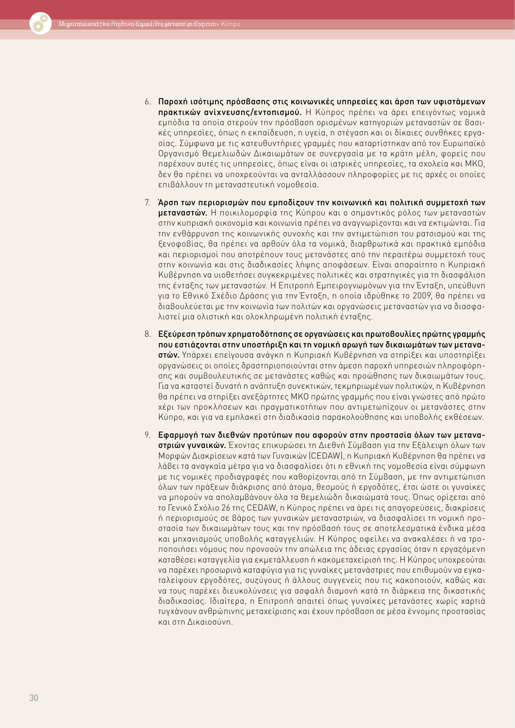6. **Παροχή ισότιμης πρόσβασης στις κοινωνικές υπηρεσίες και άρση των υφιστάμενων πρακτικών ανίχνευσης/εντοπισμού.** Η Κύπρος πρέπει να άρει επειγόντως νομικά εμπόδια τα οποία στερούν την πρόσβαση ορισμένων κατηγοριών μεταναστών σε βασικές υπηρεσίες, όπως η εκπαίδευση, η υγεία, η στέγαση και οι δίκαιες συνθήκες εργασίας. Σύμφωνα με τις κατευθυντήριες γραμμές που καταρτίστηκαν από τον Ευρωπαϊκό Οργανισμό Θεμελιωδών Δικαιωμάτων σε συνεργασία με τα κράτη μέλη, φορείς που παρέχουν αυτές τις υπηρεσίες, όπως είναι οι ιατρικές υπηρεσίες, τα σχολεία και ΜΚΟ, δεν θα πρέπει να υποχρεούνται να ανταλλάσσουν πληροφορίες με τις αρχές οι οποίες επιβάλλουν τη μεταναστευτική νομοθεσία.

7. **Άρση των περιορισμών που εμποδίζουν την κοινωνική και πολιτική συμμετοχή των μεταναστών.** Η ποικιλομορφία της Κύπρου και ο σημαντικός ρόλος των μεταναστών στην κυπριακή οικονομία και κοινωνία πρέπει να αναγνωρίζονται και να εκτιμώνται. Για την ενθάρρυνση της κοινωνικής συνοχής και την αντιμετώπιση του ρατσισμού και της ξενοφοβίας, θα πρέπει να αρθούν όλα τα νομικά, διαρθρωτικά και πρακτικά εμπόδια και περιορισμοί που αποτρέπουν τους μετανάστες από την περαιτέρω συμμετοχή τους στην κοινωνία και στις διαδικασίες λήψης αποφάσεων. Είναι απαραίτητο η Κυπριακή Κυβέρνηση να υιοθετήσει συγκεκριμένες πολιτικές και στρατηγικές για τη διασφάλιση της ένταξης των μεταναστών. Η Επιτροπή Εμπειρογνωμόνων για την Ένταξη, υπεύθυνη για το Εθνικό Σχέδιο Δράσης για την Ένταξη, η οποία ιδρύθηκε το 2009, θα πρέπει να διαβουλεύεται με την κοινωνία των πολιτών και οργανώσεις μεταναστών για να διασφαλιστεί μια ολιστική και ολοκληρωμένη πολιτική ένταξης.

8. **Εξεύρεση τρόπων χρηματοδότησης σε οργανώσεις και πρωτοβουλίες πρώτης γραμμής που εστιάζονται στην υποστήριξη και τη νομική αρωγή των δικαιωμάτων των μεταναστών.** Υπάρχει επείγουσα ανάγκη η Κυπριακή Κυβέρνηση να στηρίξει και υποστηρίξει οργανώσεις οι οποίες δραστηριοποιούνται στην άμεση παροχή υπηρεσιών πληροφόρησης και συμβουλευτικής σε μετανάστες καθώς και προώθησης των δικαιωμάτων τους. Για να καταστεί δυνατή η ανάπτυξη συνεκτικών, τεκμηριωμένων πολιτικών, η Κυβέρνηση θα πρέπει να στηρίξει ανεξάρτητες ΜΚΟ πρώτης γραμμής που είναι γνώστες από πρώτο χέρι των προκλήσεων και πραγματικοτήτων που αντιμετωπίζουν οι μετανάστες στην Κύπρο, και για να εμπλακεί στη διαδικασία παρακολούθησης και υποβολής εκθέσεων.

9. **Εφαρμογή των διεθνών προτύπων που αφορούν στην προστασία όλων των μεταναστριών γυναικών.** Έχοντας επικυρώσει τη Διεθνή Σύμβαση για την Εξάλειψη όλων των Μορφών Διακρίσεων κατά των Γυναικών (CEDAW), η Κυπριακή Κυβέρνηση θα πρέπει να λάβει τα αναγκαία μέτρα για να διασφαλίσει ότι η εθνική της νομοθεσία είναι σύμφωνη με τις νομικές προδιαγραφές που καθορίζονται από τη Σύμβαση, με την αντιμετώπιση όλων των πράξεων διάκρισης από άτομα, θεσμούς ή εργοδότες, έτσι ώστε οι γυναίκες να μπορούν να απολαμβάνουν όλα τα θεμελιώδη δικαιώματά τους. Όπως ορίζεται από το Γενικό Σχόλιο 26 της CEDAW, η Κύπρος πρέπει να άρει τις απαγορεύσεις, διακρίσεις ή περιορισμούς σε βάρος των γυναικών μεταναστριών, να διασφαλίσει τη νομική προστασία των δικαιωμάτων τους και την πρόσβασή τους σε αποτελεσματικά ένδικα μέσα και μηχανισμούς υποβολής καταγγελιών. Η Κύπρος οφείλει να ανακαλέσει ή να τροποποιήσει νόμους που προνοούν την απώλεια της άδειας εργασίας όταν η εργαζόμενη καταθέσει καταγγελία για εκμετάλλευση ή κακομεταχείρισή της. Η Κύπρος υποχρεούται να παρέχει προσωρινά καταφύγια για τις γυναίκες μετανάστριες που επιθυμούν να εγκαταλείψουν εργοδότες, συζύγους ή άλλους συγγενείς που τις κακοποιούν, καθώς και να τους παρέχει διευκολύνσεις για ασφαλή διαμονή κατά τη διάρκεια της δικαστικής διαδικασίας. Ιδιαίτερα, η Επιτροπή απαιτεί όπως γυναίκες μετανάστες χωρίς χαρτιά τυγχάνουν ανθρώπινης μεταχείρισης και έχουν πρόσβαση σε μέσα έννομης προστασίας και στη Δικαιοσύνη.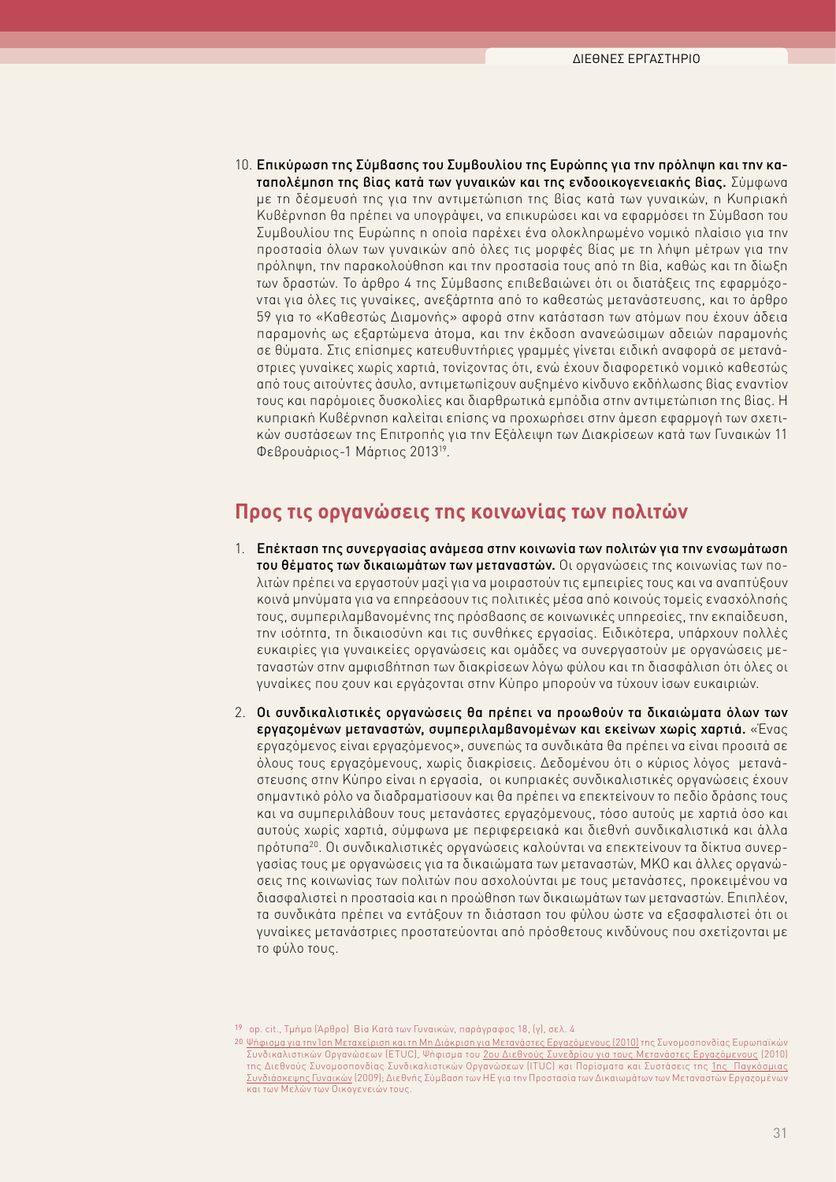10. **Επικύρωση της Σύμβασης του Συμβουλίου της Ευρώπης για την πρόληψη και την καταπολέμηση της βίας κατά των γυναικών και της ενδοοικογενειακής βίας.** Σύμφωνα με τη δέσμευσή της για την αντιμετώπιση της βίας κατά των γυναικών, η Κυπριακή Κυβέρνηση θα πρέπει να υπογράψει, να επικυρώσει και να εφαρμόσει τη Σύμβαση του Συμβουλίου της Ευρώπης η οποία παρέχει ένα ολοκληρωμένο νομικό πλαίσιο για την προστασία όλων των γυναικών από όλες τις μορφές βίας με τη λήψη μέτρων για την πρόληψη, την παρακολούθηση και την προστασία τους από τη βία, καθώς και τη δίωξη των δραστών. Το άρθρο 4 της Σύμβασης επιβεβαιώνει ότι οι διατάξεις της εφαρμόζονται για όλες τις γυναίκες, ανεξάρτητα από το καθεστώς μετανάστευσης, και το άρθρο 59 για το «Καθεστώς Διαμονής» αφορά στην κατάσταση των ατόμων που έχουν άδεια παραμονής ως εξαρτώμενα άτομα, και την έκδοση ανανεώσιμων αδειών παραμονής σε θύματα. Στις επίσημες κατευθυντήριες γραμμές γίνεται ειδική αναφορά σε μετανάστριες γυναίκες χωρίς χαρτιά, τονίζοντας ότι, ενώ έχουν διαφορετικό νομικό καθεστώς από τους αιτούντες άσυλο, αντιμετωπίζουν αυξημένο κίνδυνο εκδήλωσης βίας εναντίον τους και παρόμοιες δυσκολίες και διαρθρωτικά εμπόδια στην αντιμετώπιση της βίας. Η κυπριακή Κυβέρνηση καλείται επίσης να προχωρήσει στην άμεση εφαρμογή των σχετικών συστάσεων της Επιτροπής για την Εξάλειψη των Διακρίσεων κατά των Γυναικών 11 Φεβρουάριος-1 Μάρτιος 2013[19].

## Προς τις οργανώσεις της κοινωνίας των πολιτών

1. **Επέκταση της συνεργασίας ανάμεσα στην κοινωνία των πολιτών για την ενσωμάτωση του θέματος των δικαιωμάτων των μεταναστών.** Οι οργανώσεις της κοινωνίας των πολιτών πρέπει να εργαστούν μαζί για να μοιραστούν τις εμπειρίες τους και να αναπτύξουν κοινά μηνύματα για να επηρεάσουν τις πολιτικές μέσα από κοινούς τομείς ενασχόλησής τους, συμπεριλαμβανομένης της πρόσβασης σε κοινωνικές υπηρεσίες, την εκπαίδευση, την ισότητα, τη δικαιοσύνη και τις συνθήκες εργασίας. Ειδικότερα, υπάρχουν πολλές ευκαιρίες για γυναικείες οργανώσεις και ομάδες να συνεργαστούν με οργανώσεις μεταναστών στην αμφισβήτηση των διακρίσεων λόγω φύλου και τη διασφάλιση ότι όλες οι γυναίκες που ζουν και εργάζονται στην Κύπρο μπορούν να τύχουν ίσων ευκαιριών.

2. **Οι συνδικαλιστικές οργανώσεις θα πρέπει να προωθούν τα δικαιώματα όλων των εργαζομένων μεταναστών, συμπεριλαμβανομένων και εκείνων χωρίς χαρτιά.** «Ένας εργαζόμενος είναι εργαζόμενος», συνεπώς τα συνδικάτα θα πρέπει να είναι προσιτά σε όλους τους εργαζόμενους, χωρίς διακρίσεις. Δεδομένου ότι ο κύριος λόγος μετανάστευσης στην Κύπρο είναι η εργασία, οι κυπριακές συνδικαλιστικές οργανώσεις έχουν σημαντικό ρόλο να διαδραματίσουν και θα πρέπει να επεκτείνουν το πεδίο δράσης τους και να συμπεριλάβουν τους μετανάστες εργαζόμενους, τόσο αυτούς με χαρτιά όσο και αυτούς χωρίς χαρτιά, σύμφωνα με περιφερειακά και διεθνή συνδικαλιστικά και άλλα πρότυπα[20]. Οι συνδικαλιστικές οργανώσεις καλούνται να επεκτείνουν τα δίκτυα συνεργασίας τους με οργανώσεις για τα δικαιώματα των μεταναστών, ΜΚΟ και άλλες οργανώσεις της κοινωνίας των πολιτών που ασχολούνται με τους μετανάστες, προκειμένου να διασφαλιστεί η προστασία και η προώθηση των δικαιωμάτων των μεταναστών. Επιπλέον, τα συνδικάτα πρέπει να εντάξουν τη διάσταση του φύλου ώστε να εξασφαλιστεί ότι οι γυναίκες μετανάστριες προστατεύονται από πρόσθετους κινδύνους που σχετίζονται με το φύλο τους.

---

[19] op. cit., Τμήμα (Άρθρο) Βία Κατά των Γυναικών, παράγραφος 18, (γ), σελ. 4

[20] Ψήφισμα για την Ίση Μεταχείριση και τη Μη Διάκριση για Μετανάστες Εργαζόμενους (2010) της Συνομοσπονδίας Ευρωπαϊκών Συνδικαλιστικών Οργανώσεων (ETUC), Ψήφισμα του 2ου Διεθνούς Συνεδρίου για τους Μετανάστες Εργαζόμενους (2010) της Διεθνούς Συνομοσπονδίας Συνδικαλιστικών Οργανώσεων (ITUC) και Πορίσματα και Συστάσεις της 1ης Παγκόσμιας Συνδιάσκεψης Γυναικών (2009); Διεθνής Σύμβαση των ΗΕ για την Προστασία των Δικαιωμάτων των Μεταναστών Εργαζομένων και των Μελών των Οικογενειών τους.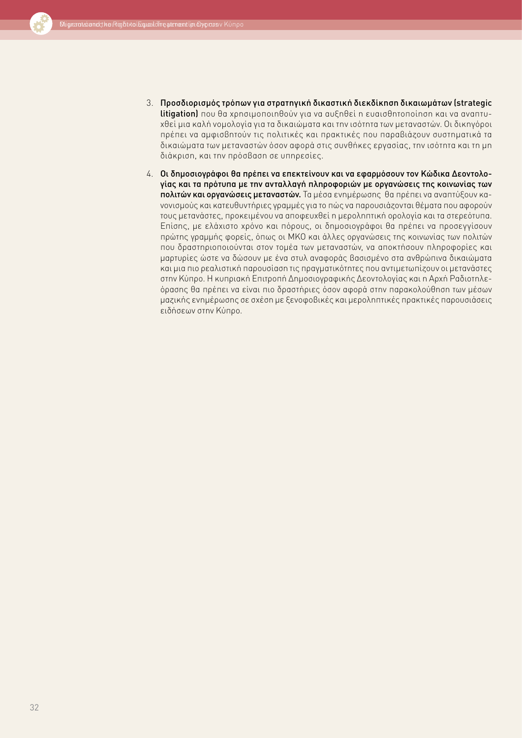3. **Προσδιορισμός τρόπων για στρατηγική δικαστική διεκδίκηση δικαιωμάτων (strategic litigation)** που θα χρησιμοποιηθούν για να αυξηθεί η ευαισθητοποίηση και να αναπτυχθεί μια καλή νομολογία για τα δικαιώματα και την ισότητα των μεταναστών. Οι δικηγόροι πρέπει να αμφισβητούν τις πολιτικές και πρακτικές που παραβιάζουν συστηματικά τα δικαιώματα των μεταναστών όσον αφορά στις συνθήκες εργασίας, την ισότητα και τη μη διάκριση, και την πρόσβαση σε υπηρεσίες.

4. **Οι δημοσιογράφοι θα πρέπει να επεκτείνουν και να εφαρμόσουν τον Κώδικα Δεοντολογίας και τα πρότυπα με την ανταλλαγή πληροφοριών με οργανώσεις της κοινωνίας των πολιτών και οργανώσεις μεταναστών.** Τα μέσα ενημέρωσης θα πρέπει να αναπτύξουν κανονισμούς και κατευθυντήριες γραμμές για το πώς να παρουσιάζονται θέματα που αφορούν τους μετανάστες, προκειμένου να αποφευχθεί η μεροληπτική ορολογία και τα στερεότυπα. Επίσης, με ελάχιστο χρόνο και πόρους, οι δημοσιογράφοι θα πρέπει να προσεγγίσουν πρώτης γραμμής φορείς, όπως οι ΜΚΟ και άλλες οργανώσεις της κοινωνίας των πολιτών που δραστηριοποιούνται στον τομέα των μεταναστών, να αποκτήσουν πληροφορίες και μαρτυρίες ώστε να δώσουν με ένα στυλ αναφοράς βασισμένο στα ανθρώπινα δικαιώματα και μια πιο ρεαλιστική παρουσίαση τις πραγματικότητες που αντιμετωπίζουν οι μετανάστες στην Κύπρο. Η κυπριακή Επιτροπή Δημοσιογραφικής Δεοντολογίας και η Αρχή Ραδιοτηλεόρασης θα πρέπει να είναι πιο δραστήριες όσον αφορά στην παρακολούθηση των μέσων μαζικής ενημέρωσης σε σχέση με ξενοφοβικές και μεροληπτικές πρακτικές παρουσιάσεις ειδήσεων στην Κύπρο.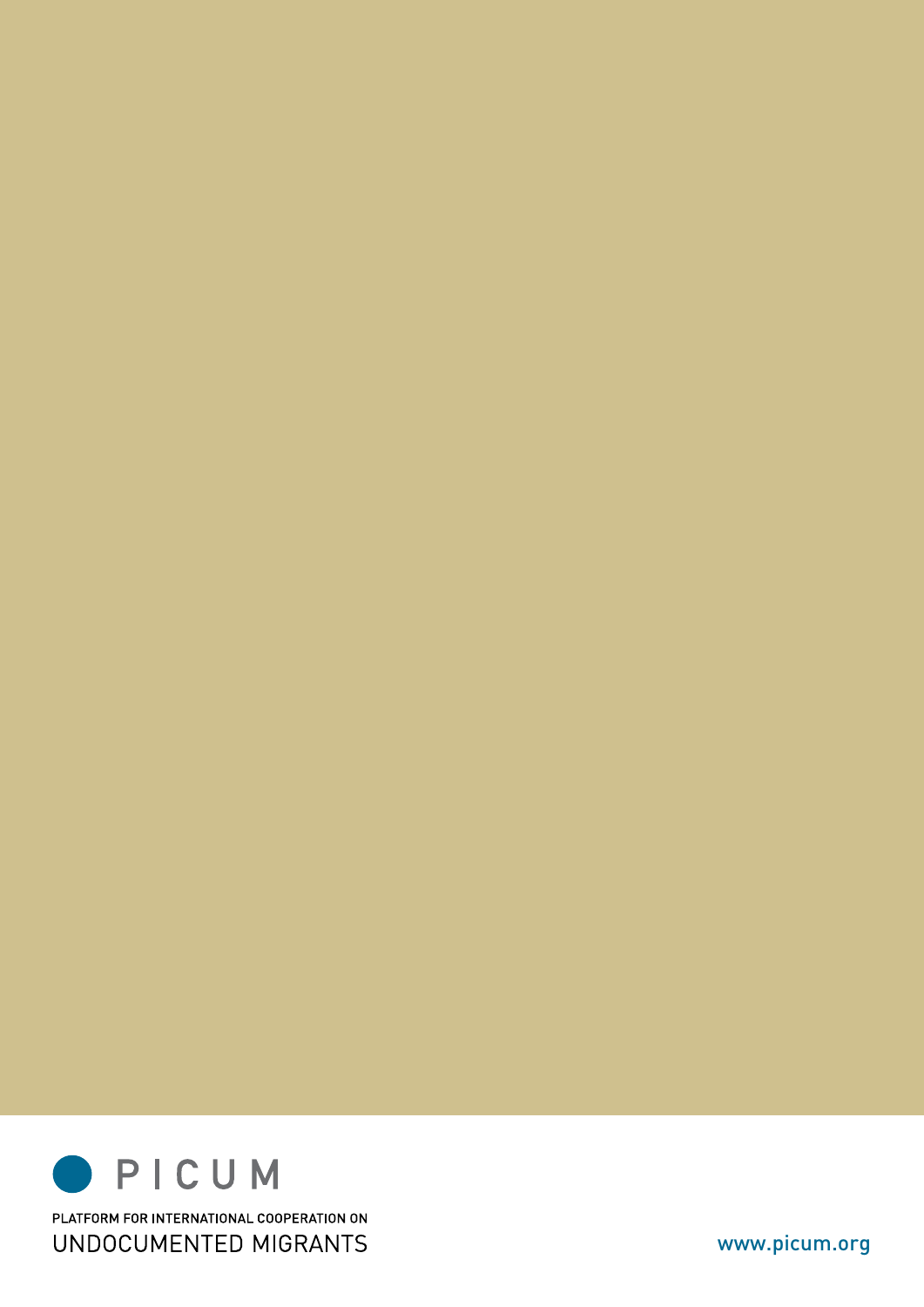PICUM

PLATFORM FOR INTERNATIONAL COOPERATION ON

UNDOCUMENTED MIGRANTS

www.picum.org